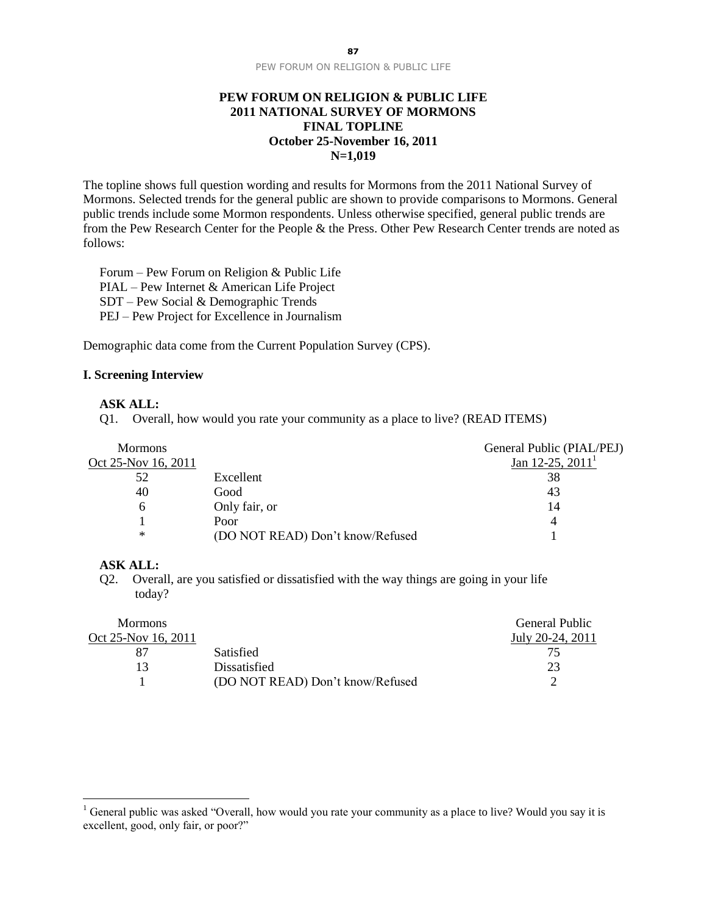# PEW FORUM ON RELIGION & PUBLIC LIFE
## 2011 NATIONAL SURVEY OF MORMONS
## FINAL TOPLINE
## October 25-November 16, 2011
## N=1,019

The topline shows full question wording and results for Mormons from the 2011 National Survey of Mormons. Selected trends for the general public are shown to provide comparisons to Mormons. General public trends include some Mormon respondents. Unless otherwise specified, general public trends are from the Pew Research Center for the People & the Press. Other Pew Research Center trends are noted as follows:

Forum – Pew Forum on Religion & Public Life
PIAL – Pew Internet & American Life Project
SDT – Pew Social & Demographic Trends
PEJ – Pew Project for Excellence in Journalism

Demographic data come from the Current Population Survey (CPS).

### I. Screening Interview

**ASK ALL:**

Q1. Overall, how would you rate your community as a place to live? (READ ITEMS)

| Mormons Oct 25-Nov 16, 2011 | | General Public (PIAL/PEJ) Jan 12-25, 2011[1] |
|---|---|---|
| 52 | Excellent | 38 |
| 40 | Good | 43 |
| 6 | Only fair, or | 14 |
| 1 | Poor | 4 |
| * | (DO NOT READ) Don't know/Refused | 1 |

**ASK ALL:**

Q2. Overall, are you satisfied or dissatisfied with the way things are going in your life today?

| Mormons Oct 25-Nov 16, 2011 | | General Public July 20-24, 2011 |
|---|---|---|
| 87 | Satisfied | 75 |
| 13 | Dissatisfied | 23 |
| 1 | (DO NOT READ) Don't know/Refused | 2 |

[1] General public was asked "Overall, how would you rate your community as a place to live? Would you say it is excellent, good, only fair, or poor?"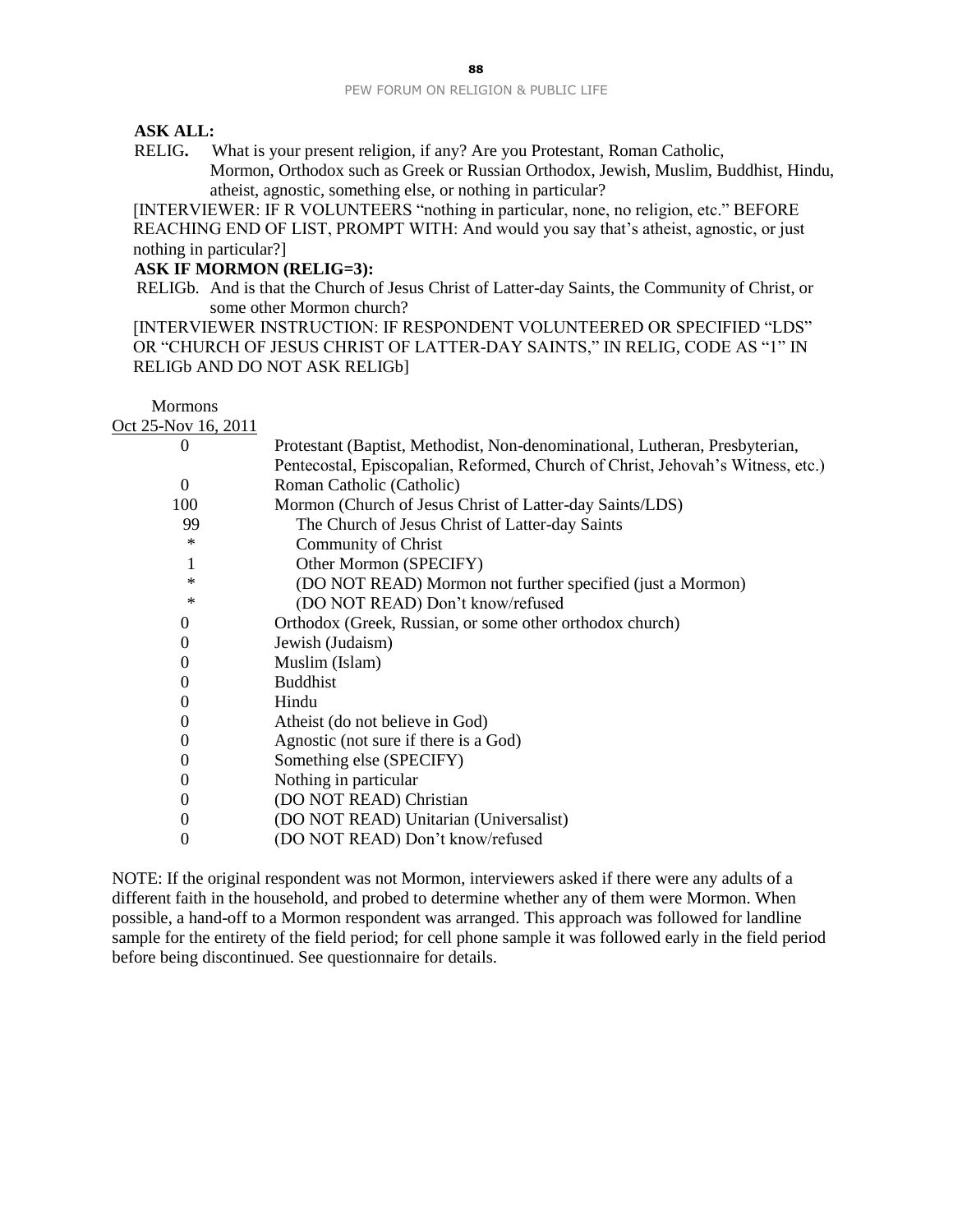**ASK ALL:**

RELIG**.** What is your present religion, if any? Are you Protestant, Roman Catholic, Mormon, Orthodox such as Greek or Russian Orthodox, Jewish, Muslim, Buddhist, Hindu, atheist, agnostic, something else, or nothing in particular?

[INTERVIEWER: IF R VOLUNTEERS “nothing in particular, none, no religion, etc.” BEFORE REACHING END OF LIST, PROMPT WITH: And would you say that’s atheist, agnostic, or just nothing in particular?]

**ASK IF MORMON (RELIG=3):**

RELIGb. And is that the Church of Jesus Christ of Latter-day Saints, the Community of Christ, or some other Mormon church?

[INTERVIEWER INSTRUCTION: IF RESPONDENT VOLUNTEERED OR SPECIFIED “LDS” OR “CHURCH OF JESUS CHRIST OF LATTER-DAY SAINTS,” IN RELIG, CODE AS “1” IN RELIGb AND DO NOT ASK RELIGb]

| Mormons Oct 25-Nov 16, 2011 | |
|---|---|
| 0 | Protestant (Baptist, Methodist, Non-denominational, Lutheran, Presbyterian, Pentecostal, Episcopalian, Reformed, Church of Christ, Jehovah’s Witness, etc.) |
| 0 | Roman Catholic (Catholic) |
| 100 | Mormon (Church of Jesus Christ of Latter-day Saints/LDS) |
| 99 | The Church of Jesus Christ of Latter-day Saints |
| * | Community of Christ |
| 1 | Other Mormon (SPECIFY) |
| * | (DO NOT READ) Mormon not further specified (just a Mormon) |
| * | (DO NOT READ) Don’t know/refused |
| 0 | Orthodox (Greek, Russian, or some other orthodox church) |
| 0 | Jewish (Judaism) |
| 0 | Muslim (Islam) |
| 0 | Buddhist |
| 0 | Hindu |
| 0 | Atheist (do not believe in God) |
| 0 | Agnostic (not sure if there is a God) |
| 0 | Something else (SPECIFY) |
| 0 | Nothing in particular |
| 0 | (DO NOT READ) Christian |
| 0 | (DO NOT READ) Unitarian (Universalist) |
| 0 | (DO NOT READ) Don’t know/refused |

NOTE: If the original respondent was not Mormon, interviewers asked if there were any adults of a different faith in the household, and probed to determine whether any of them were Mormon. When possible, a hand-off to a Mormon respondent was arranged. This approach was followed for landline sample for the entirety of the field period; for cell phone sample it was followed early in the field period before being discontinued. See questionnaire for details.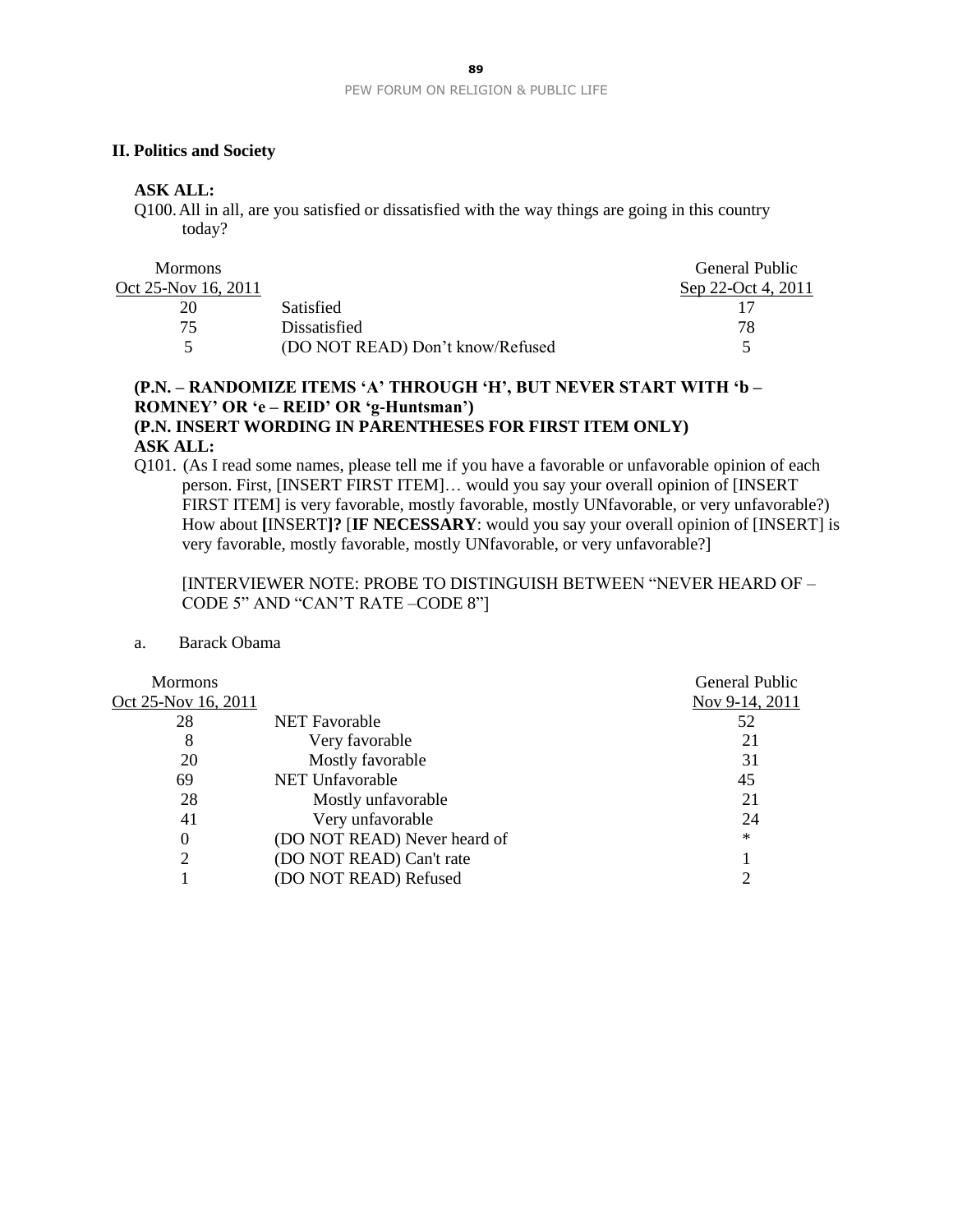## II. Politics and Society

**ASK ALL:**

Q100. All in all, are you satisfied or dissatisfied with the way things are going in this country today?

| Mormons Oct 25-Nov 16, 2011 | | General Public Sep 22-Oct 4, 2011 |
|---|---|---|
| 20 | Satisfied | 17 |
| 75 | Dissatisfied | 78 |
| 5 | (DO NOT READ) Don't know/Refused | 5 |

**(P.N. – RANDOMIZE ITEMS 'A' THROUGH 'H', BUT NEVER START WITH 'b – ROMNEY' OR 'e – REID' OR 'g-Huntsman')**
**(P.N. INSERT WORDING IN PARENTHESES FOR FIRST ITEM ONLY)**
**ASK ALL:**

Q101. (As I read some names, please tell me if you have a favorable or unfavorable opinion of each person. First, [INSERT FIRST ITEM]… would you say your overall opinion of [INSERT FIRST ITEM] is very favorable, mostly favorable, mostly UNfavorable, or very unfavorable?) How about **[**INSERT**]?** [**IF NECESSARY**: would you say your overall opinion of [INSERT] is very favorable, mostly favorable, mostly UNfavorable, or very unfavorable?]

[INTERVIEWER NOTE: PROBE TO DISTINGUISH BETWEEN "NEVER HEARD OF – CODE 5" AND "CAN'T RATE –CODE 8"]

a. Barack Obama

| Mormons Oct 25-Nov 16, 2011 | | General Public Nov 9-14, 2011 |
|---|---|---|
| 28 | NET Favorable | 52 |
| 8 | Very favorable | 21 |
| 20 | Mostly favorable | 31 |
| 69 | NET Unfavorable | 45 |
| 28 | Mostly unfavorable | 21 |
| 41 | Very unfavorable | 24 |
| 0 | (DO NOT READ) Never heard of | * |
| 2 | (DO NOT READ) Can't rate | 1 |
| 1 | (DO NOT READ) Refused | 2 |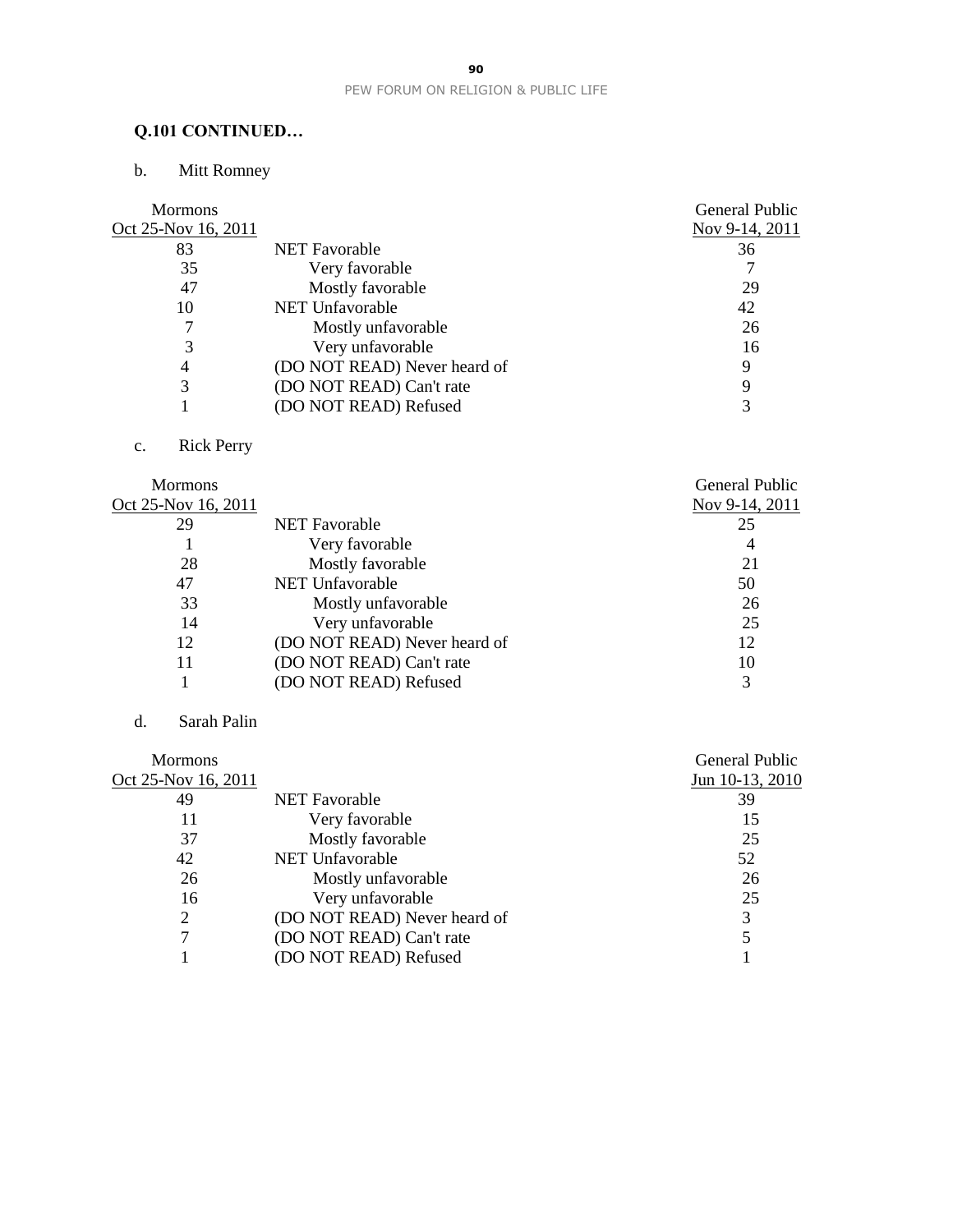**Q.101 CONTINUED…**

b. Mitt Romney

| Mormons Oct 25-Nov 16, 2011 | | General Public Nov 9-14, 2011 |
|---|---|---|
| 83 | NET Favorable | 36 |
| 35 | Very favorable | 7 |
| 47 | Mostly favorable | 29 |
| 10 | NET Unfavorable | 42 |
| 7 | Mostly unfavorable | 26 |
| 3 | Very unfavorable | 16 |
| 4 | (DO NOT READ) Never heard of | 9 |
| 3 | (DO NOT READ) Can't rate | 9 |
| 1 | (DO NOT READ) Refused | 3 |

c. Rick Perry

| Mormons Oct 25-Nov 16, 2011 | | General Public Nov 9-14, 2011 |
|---|---|---|
| 29 | NET Favorable | 25 |
| 1 | Very favorable | 4 |
| 28 | Mostly favorable | 21 |
| 47 | NET Unfavorable | 50 |
| 33 | Mostly unfavorable | 26 |
| 14 | Very unfavorable | 25 |
| 12 | (DO NOT READ) Never heard of | 12 |
| 11 | (DO NOT READ) Can't rate | 10 |
| 1 | (DO NOT READ) Refused | 3 |

d. Sarah Palin

| Mormons Oct 25-Nov 16, 2011 | | General Public Jun 10-13, 2010 |
|---|---|---|
| 49 | NET Favorable | 39 |
| 11 | Very favorable | 15 |
| 37 | Mostly favorable | 25 |
| 42 | NET Unfavorable | 52 |
| 26 | Mostly unfavorable | 26 |
| 16 | Very unfavorable | 25 |
| 2 | (DO NOT READ) Never heard of | 3 |
| 7 | (DO NOT READ) Can't rate | 5 |
| 1 | (DO NOT READ) Refused | 1 |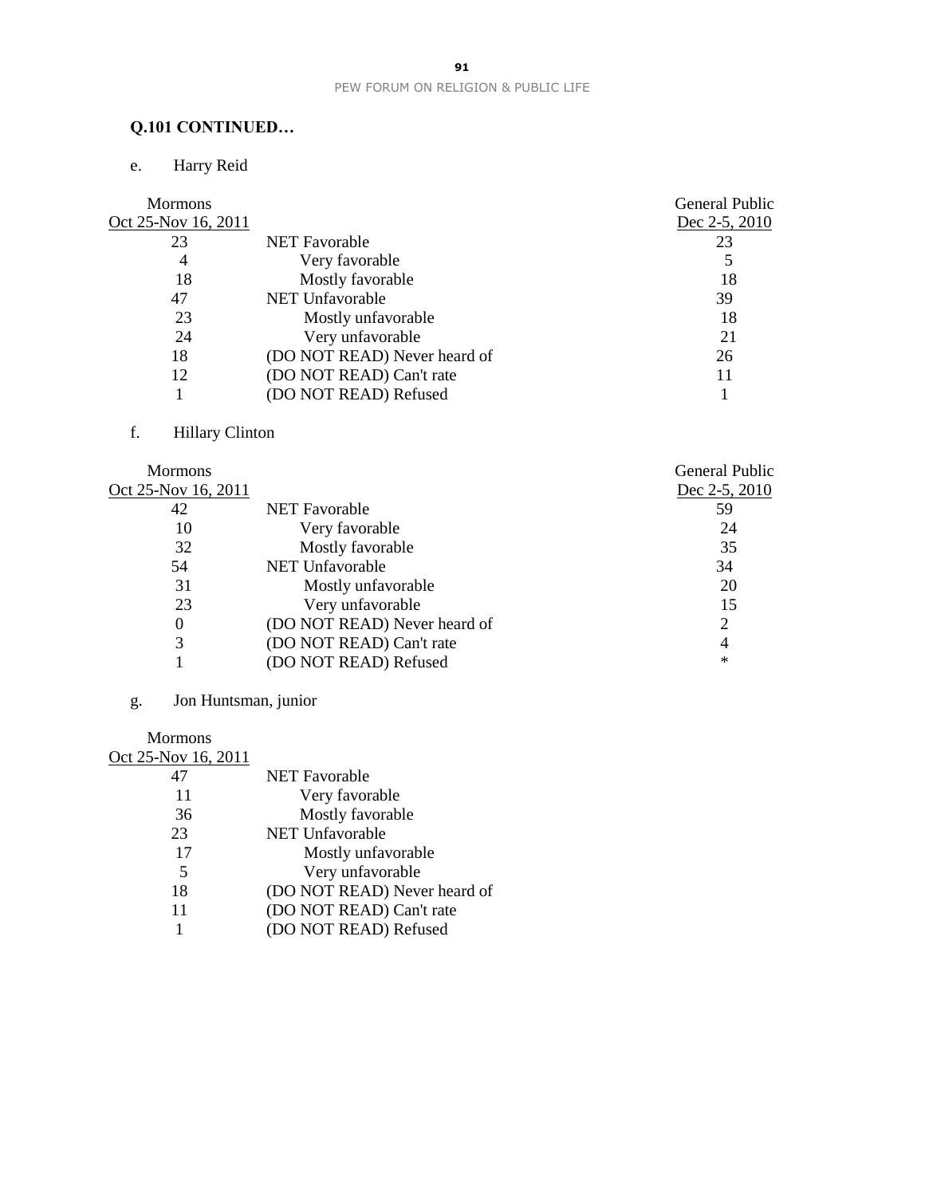**Q.101 CONTINUED…**

e. Harry Reid

| Mormons Oct 25-Nov 16, 2011 | | General Public Dec 2-5, 2010 |
|---|---|---|
| 23 | NET Favorable | 23 |
| 4 | Very favorable | 5 |
| 18 | Mostly favorable | 18 |
| 47 | NET Unfavorable | 39 |
| 23 | Mostly unfavorable | 18 |
| 24 | Very unfavorable | 21 |
| 18 | (DO NOT READ) Never heard of | 26 |
| 12 | (DO NOT READ) Can't rate | 11 |
| 1 | (DO NOT READ) Refused | 1 |

f. Hillary Clinton

| Mormons Oct 25-Nov 16, 2011 | | General Public Dec 2-5, 2010 |
|---|---|---|
| 42 | NET Favorable | 59 |
| 10 | Very favorable | 24 |
| 32 | Mostly favorable | 35 |
| 54 | NET Unfavorable | 34 |
| 31 | Mostly unfavorable | 20 |
| 23 | Very unfavorable | 15 |
| 0 | (DO NOT READ) Never heard of | 2 |
| 3 | (DO NOT READ) Can't rate | 4 |
| 1 | (DO NOT READ) Refused | * |

g. Jon Huntsman, junior

| Mormons Oct 25-Nov 16, 2011 | |
|---|---|
| 47 | NET Favorable |
| 11 | Very favorable |
| 36 | Mostly favorable |
| 23 | NET Unfavorable |
| 17 | Mostly unfavorable |
| 5 | Very unfavorable |
| 18 | (DO NOT READ) Never heard of |
| 11 | (DO NOT READ) Can't rate |
| 1 | (DO NOT READ) Refused |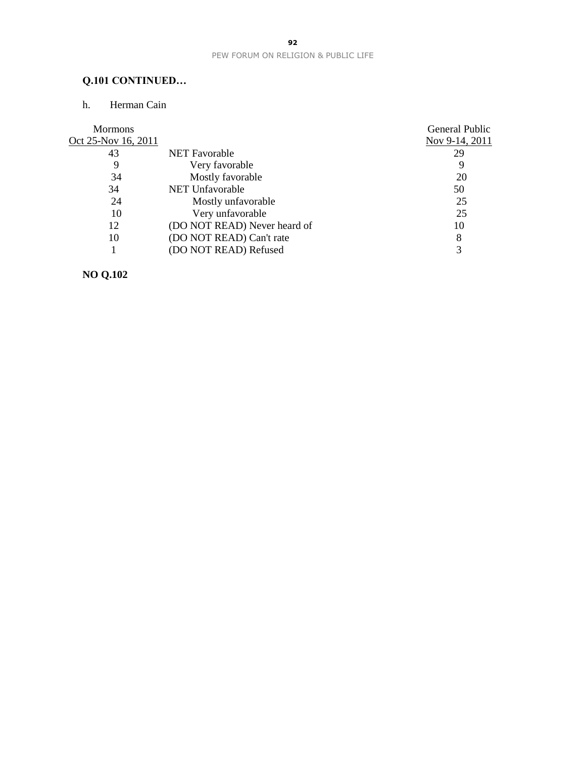**Q.101 CONTINUED…**

h. Herman Cain

| Mormons Oct 25-Nov 16, 2011 | | General Public Nov 9-14, 2011 |
|---|---|---|
| 43 | NET Favorable | 29 |
| 9 | Very favorable | 9 |
| 34 | Mostly favorable | 20 |
| 34 | NET Unfavorable | 50 |
| 24 | Mostly unfavorable | 25 |
| 10 | Very unfavorable | 25 |
| 12 | (DO NOT READ) Never heard of | 10 |
| 10 | (DO NOT READ) Can't rate | 8 |
| 1 | (DO NOT READ) Refused | 3 |

**NO Q.102**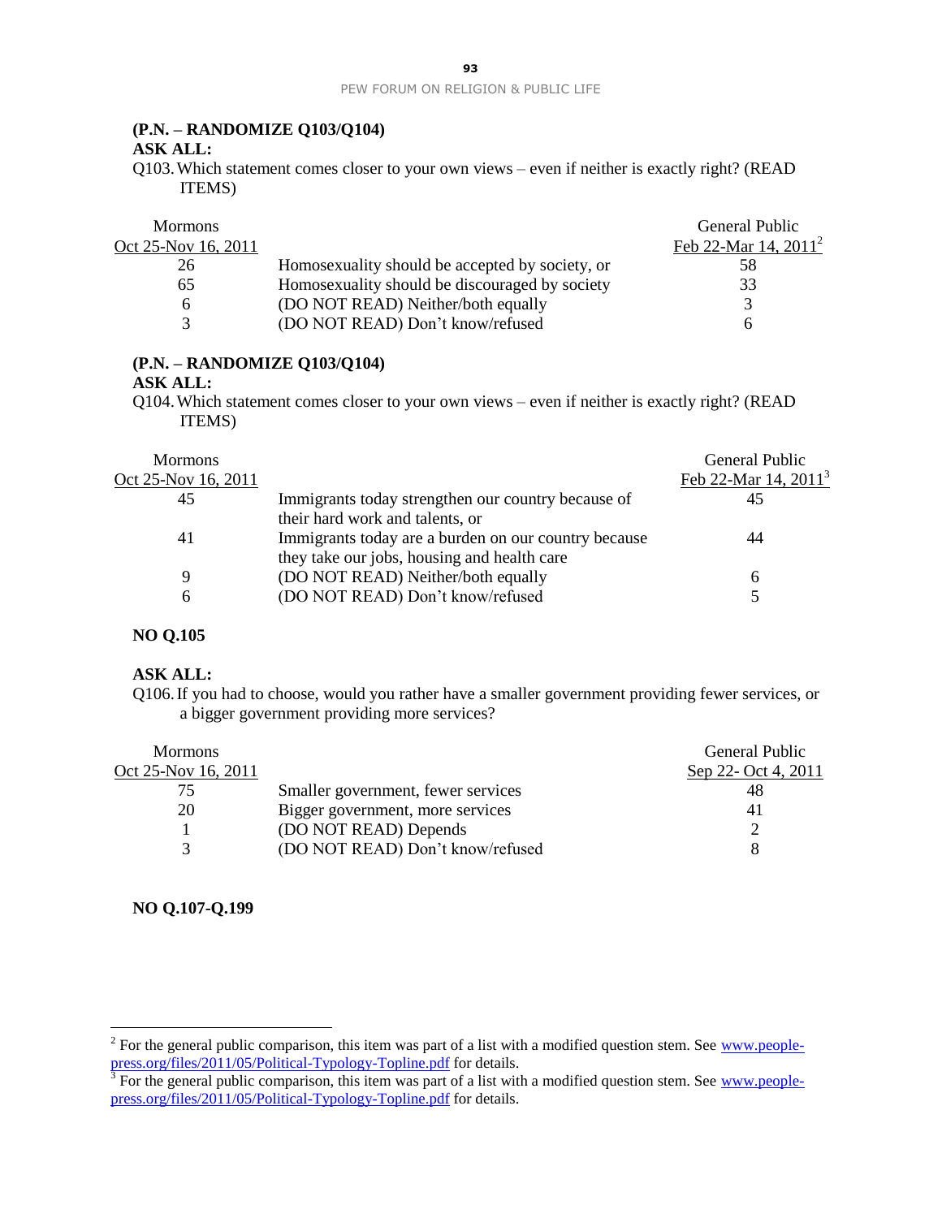**(P.N. – RANDOMIZE Q103/Q104)**

**ASK ALL:**

Q103. Which statement comes closer to your own views – even if neither is exactly right? (READ ITEMS)

| Mormons Oct 25-Nov 16, 2011 | | General Public Feb 22-Mar 14, 2011[2] |
|---|---|---|
| 26 | Homosexuality should be accepted by society, or | 58 |
| 65 | Homosexuality should be discouraged by society | 33 |
| 6 | (DO NOT READ) Neither/both equally | 3 |
| 3 | (DO NOT READ) Don't know/refused | 6 |

**(P.N. – RANDOMIZE Q103/Q104)**

**ASK ALL:**

Q104. Which statement comes closer to your own views – even if neither is exactly right? (READ ITEMS)

| Mormons Oct 25-Nov 16, 2011 | | General Public Feb 22-Mar 14, 2011[3] |
|---|---|---|
| 45 | Immigrants today strengthen our country because of their hard work and talents, or | 45 |
| 41 | Immigrants today are a burden on our country because they take our jobs, housing and health care | 44 |
| 9 | (DO NOT READ) Neither/both equally | 6 |
| 6 | (DO NOT READ) Don't know/refused | 5 |

**NO Q.105**

**ASK ALL:**

Q106. If you had to choose, would you rather have a smaller government providing fewer services, or a bigger government providing more services?

| Mormons Oct 25-Nov 16, 2011 | | General Public Sep 22- Oct 4, 2011 |
|---|---|---|
| 75 | Smaller government, fewer services | 48 |
| 20 | Bigger government, more services | 41 |
| 1 | (DO NOT READ) Depends | 2 |
| 3 | (DO NOT READ) Don't know/refused | 8 |

**NO Q.107-Q.199**

---

[2] For the general public comparison, this item was part of a list with a modified question stem. See www.people-press.org/files/2011/05/Political-Typology-Topline.pdf for details.

[3] For the general public comparison, this item was part of a list with a modified question stem. See www.people-press.org/files/2011/05/Political-Typology-Topline.pdf for details.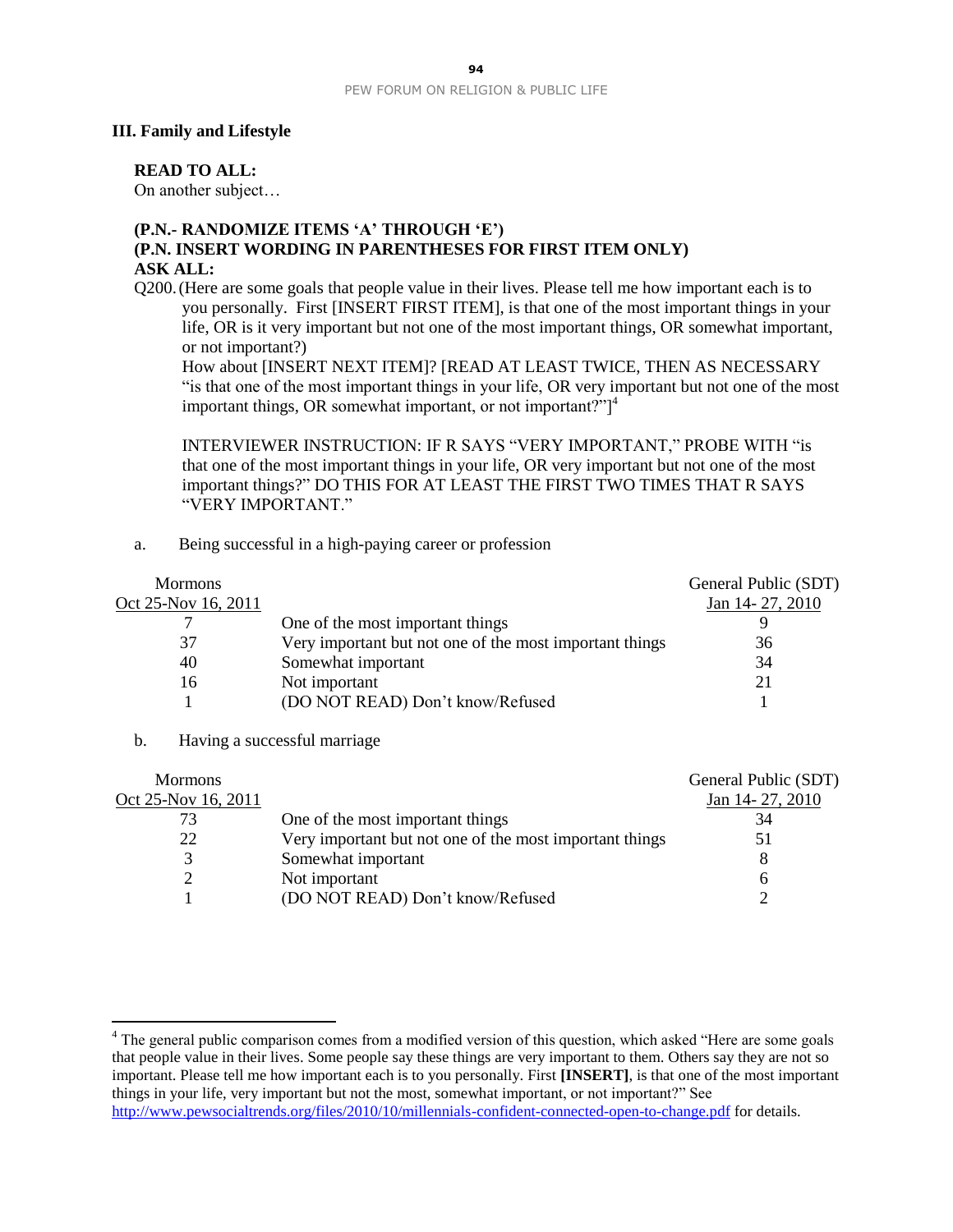### III. Family and Lifestyle

**READ TO ALL:**
On another subject…

**(P.N.- RANDOMIZE ITEMS 'A' THROUGH 'E')**
**(P.N. INSERT WORDING IN PARENTHESES FOR FIRST ITEM ONLY)**
**ASK ALL:**

Q200. (Here are some goals that people value in their lives. Please tell me how important each is to you personally. First [INSERT FIRST ITEM], is that one of the most important things in your life, OR is it very important but not one of the most important things, OR somewhat important, or not important?)
How about [INSERT NEXT ITEM]? [READ AT LEAST TWICE, THEN AS NECESSARY "is that one of the most important things in your life, OR very important but not one of the most important things, OR somewhat important, or not important?"][4]

INTERVIEWER INSTRUCTION: IF R SAYS "VERY IMPORTANT," PROBE WITH "is that one of the most important things in your life, OR very important but not one of the most important things?" DO THIS FOR AT LEAST THE FIRST TWO TIMES THAT R SAYS "VERY IMPORTANT."

a. Being successful in a high-paying career or profession

| Mormons Oct 25-Nov 16, 2011 | | General Public (SDT) Jan 14- 27, 2010 |
|---|---|---|
| 7 | One of the most important things | 9 |
| 37 | Very important but not one of the most important things | 36 |
| 40 | Somewhat important | 34 |
| 16 | Not important | 21 |
| 1 | (DO NOT READ) Don't know/Refused | 1 |

b. Having a successful marriage

| Mormons Oct 25-Nov 16, 2011 | | General Public (SDT) Jan 14- 27, 2010 |
|---|---|---|
| 73 | One of the most important things | 34 |
| 22 | Very important but not one of the most important things | 51 |
| 3 | Somewhat important | 8 |
| 2 | Not important | 6 |
| 1 | (DO NOT READ) Don't know/Refused | 2 |

[4] The general public comparison comes from a modified version of this question, which asked "Here are some goals that people value in their lives. Some people say these things are very important to them. Others say they are not so important. Please tell me how important each is to you personally. First **[INSERT]**, is that one of the most important things in your life, very important but not the most, somewhat important, or not important?" See http://www.pewsocialtrends.org/files/2010/10/millennials-confident-connected-open-to-change.pdf for details.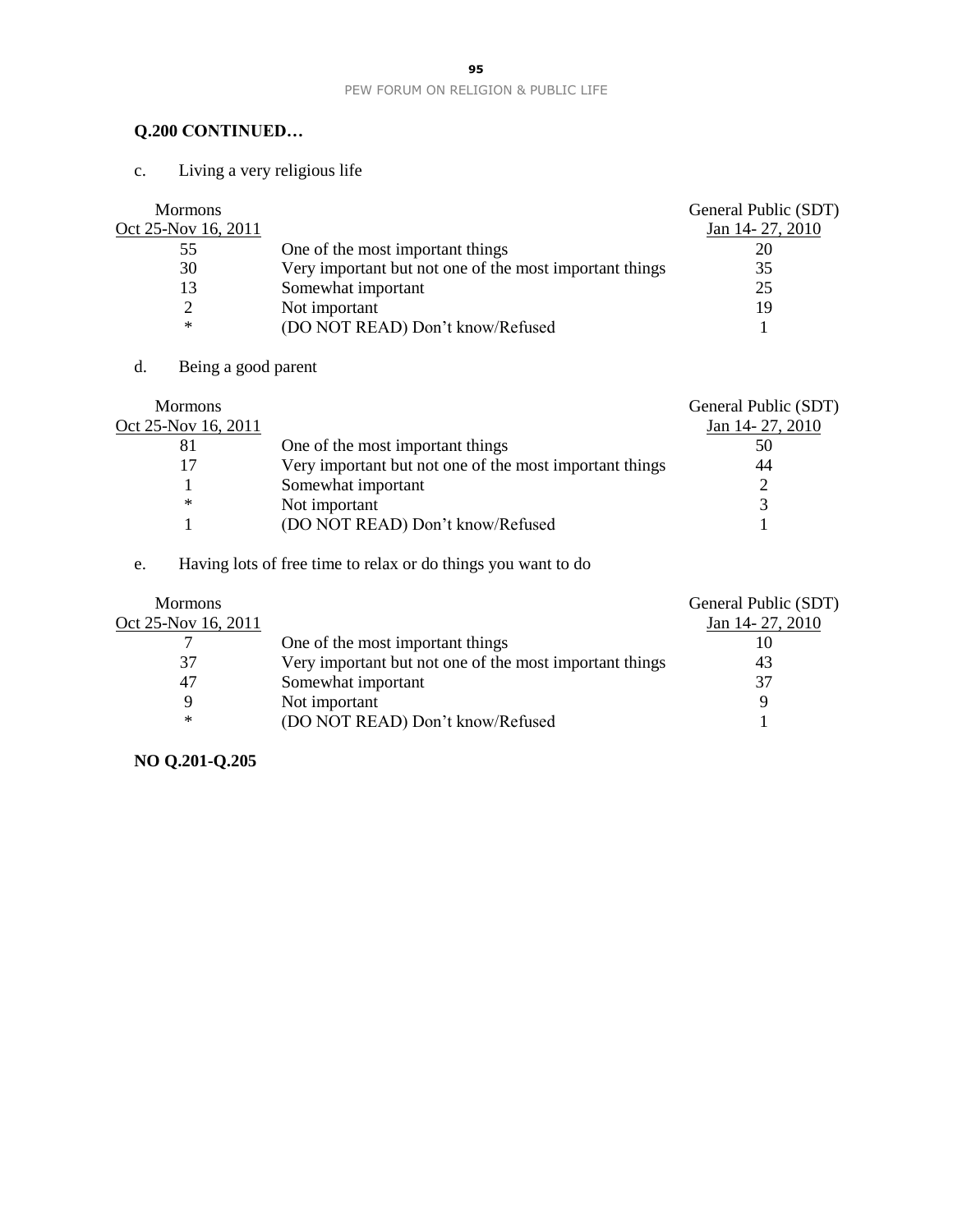**Q.200 CONTINUED…**

c. Living a very religious life

| Mormons Oct 25-Nov 16, 2011 | | General Public (SDT) Jan 14- 27, 2010 |
|---|---|---|
| 55 | One of the most important things | 20 |
| 30 | Very important but not one of the most important things | 35 |
| 13 | Somewhat important | 25 |
| 2 | Not important | 19 |
| * | (DO NOT READ) Don't know/Refused | 1 |

d. Being a good parent

| Mormons Oct 25-Nov 16, 2011 | | General Public (SDT) Jan 14- 27, 2010 |
|---|---|---|
| 81 | One of the most important things | 50 |
| 17 | Very important but not one of the most important things | 44 |
| 1 | Somewhat important | 2 |
| * | Not important | 3 |
| 1 | (DO NOT READ) Don't know/Refused | 1 |

e. Having lots of free time to relax or do things you want to do

| Mormons Oct 25-Nov 16, 2011 | | General Public (SDT) Jan 14- 27, 2010 |
|---|---|---|
| 7 | One of the most important things | 10 |
| 37 | Very important but not one of the most important things | 43 |
| 47 | Somewhat important | 37 |
| 9 | Not important | 9 |
| * | (DO NOT READ) Don't know/Refused | 1 |

**NO Q.201-Q.205**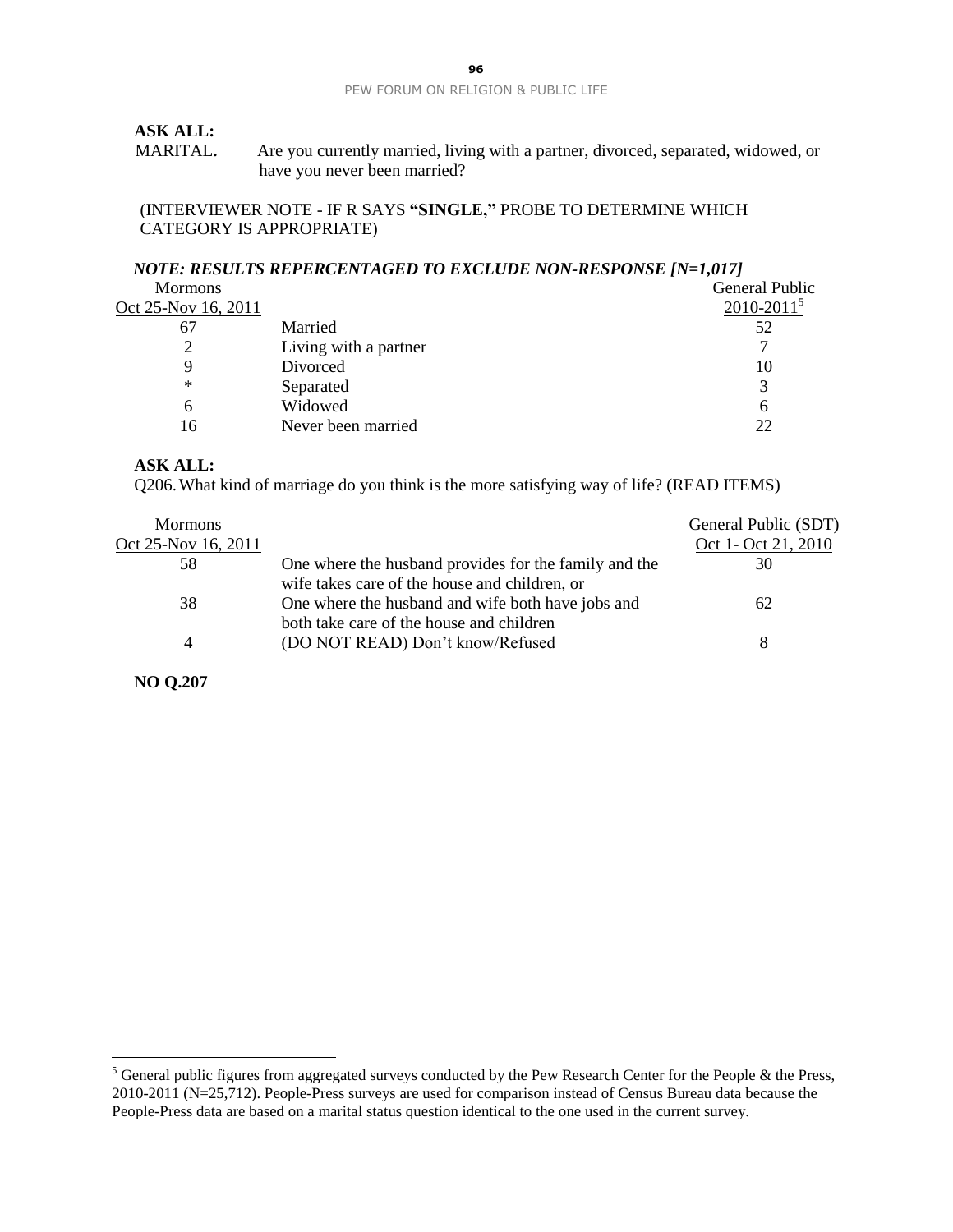**ASK ALL:**

MARITAL**.** Are you currently married, living with a partner, divorced, separated, widowed, or have you never been married?

(INTERVIEWER NOTE - IF R SAYS **"SINGLE,"** PROBE TO DETERMINE WHICH CATEGORY IS APPROPRIATE)

***NOTE: RESULTS REPERCENTAGED TO EXCLUDE NON-RESPONSE [N=1,017]***

| Mormons<br>Oct 25-Nov 16, 2011 | | General Public<br>2010-2011[5] |
|---|---|---|
| 67 | Married | 52 |
| 2 | Living with a partner | 7 |
| 9 | Divorced | 10 |
| * | Separated | 3 |
| 6 | Widowed | 6 |
| 16 | Never been married | 22 |

**ASK ALL:**

Q206. What kind of marriage do you think is the more satisfying way of life? (READ ITEMS)

| Mormons<br>Oct 25-Nov 16, 2011 | | General Public (SDT)<br>Oct 1- Oct 21, 2010 |
|---|---|---|
| 58 | One where the husband provides for the family and the wife takes care of the house and children, or | 30 |
| 38 | One where the husband and wife both have jobs and both take care of the house and children | 62 |
| 4 | (DO NOT READ) Don't know/Refused | 8 |

**NO Q.207**

[5] General public figures from aggregated surveys conducted by the Pew Research Center for the People & the Press, 2010-2011 (N=25,712). People-Press surveys are used for comparison instead of Census Bureau data because the People-Press data are based on a marital status question identical to the one used in the current survey.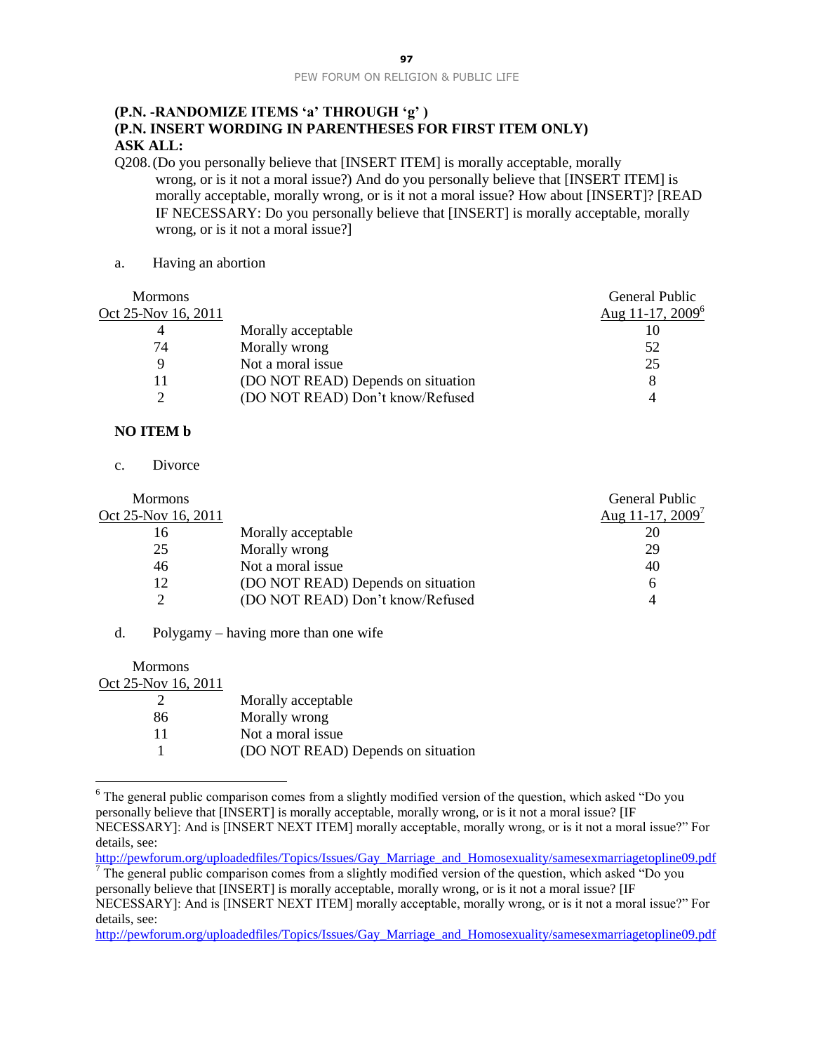**(P.N. -RANDOMIZE ITEMS 'a' THROUGH 'g' )**
**(P.N. INSERT WORDING IN PARENTHESES FOR FIRST ITEM ONLY)**
**ASK ALL:**

Q208. (Do you personally believe that [INSERT ITEM] is morally acceptable, morally wrong, or is it not a moral issue?) And do you personally believe that [INSERT ITEM] is morally acceptable, morally wrong, or is it not a moral issue? How about [INSERT]? [READ IF NECESSARY: Do you personally believe that [INSERT] is morally acceptable, morally wrong, or is it not a moral issue?]

a. Having an abortion

| Mormons Oct 25-Nov 16, 2011 | | General Public Aug 11-17, 2009[6] |
|---|---|---|
| 4 | Morally acceptable | 10 |
| 74 | Morally wrong | 52 |
| 9 | Not a moral issue | 25 |
| 11 | (DO NOT READ) Depends on situation | 8 |
| 2 | (DO NOT READ) Don't know/Refused | 4 |

**NO ITEM b**

c. Divorce

| Mormons Oct 25-Nov 16, 2011 | | General Public Aug 11-17, 2009[7] |
|---|---|---|
| 16 | Morally acceptable | 20 |
| 25 | Morally wrong | 29 |
| 46 | Not a moral issue | 40 |
| 12 | (DO NOT READ) Depends on situation | 6 |
| 2 | (DO NOT READ) Don't know/Refused | 4 |

d. Polygamy – having more than one wife

| Mormons Oct 25-Nov 16, 2011 | |
|---|---|
| 2 | Morally acceptable |
| 86 | Morally wrong |
| 11 | Not a moral issue |
| 1 | (DO NOT READ) Depends on situation |

---

[6] The general public comparison comes from a slightly modified version of the question, which asked "Do you personally believe that [INSERT] is morally acceptable, morally wrong, or is it not a moral issue? [IF NECESSARY]: And is [INSERT NEXT ITEM] morally acceptable, morally wrong, or is it not a moral issue?" For details, see: http://pewforum.org/uploadedfiles/Topics/Issues/Gay_Marriage_and_Homosexuality/samesexmarriagetopline09.pdf

[7] The general public comparison comes from a slightly modified version of the question, which asked "Do you personally believe that [INSERT] is morally acceptable, morally wrong, or is it not a moral issue? [IF NECESSARY]: And is [INSERT NEXT ITEM] morally acceptable, morally wrong, or is it not a moral issue?" For details, see: http://pewforum.org/uploadedfiles/Topics/Issues/Gay_Marriage_and_Homosexuality/samesexmarriagetopline09.pdf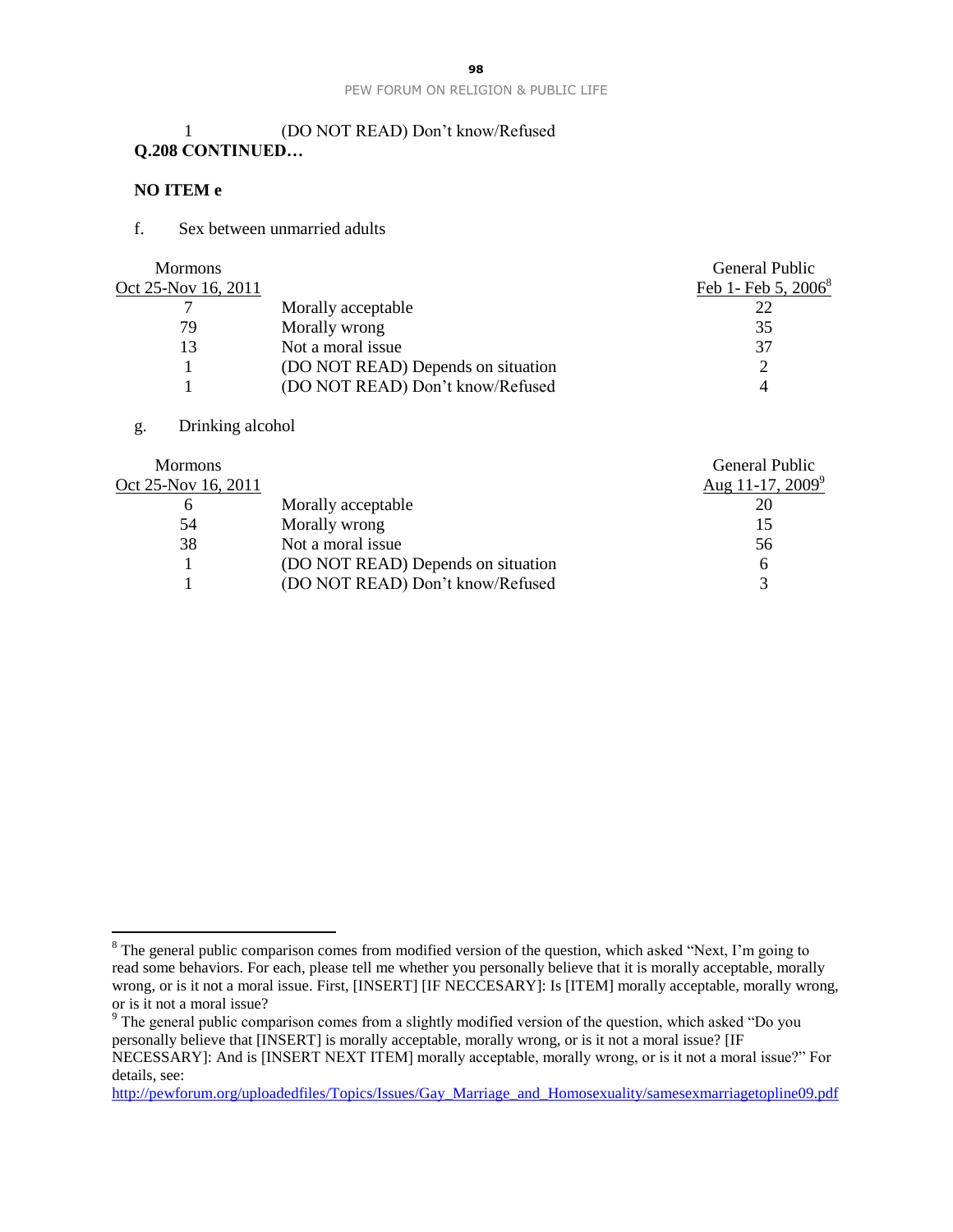| | 1 | (DO NOT READ) Don't know/Refused |
|---|---|---|

**Q.208 CONTINUED…**

**NO ITEM e**

f. Sex between unmarried adults

| Mormons Oct 25-Nov 16, 2011 | | General Public Feb 1- Feb 5, 2006[8] |
|---|---|---|
| 7 | Morally acceptable | 22 |
| 79 | Morally wrong | 35 |
| 13 | Not a moral issue | 37 |
| 1 | (DO NOT READ) Depends on situation | 2 |
| 1 | (DO NOT READ) Don't know/Refused | 4 |

g. Drinking alcohol

| Mormons Oct 25-Nov 16, 2011 | | General Public Aug 11-17, 2009[9] |
|---|---|---|
| 6 | Morally acceptable | 20 |
| 54 | Morally wrong | 15 |
| 38 | Not a moral issue | 56 |
| 1 | (DO NOT READ) Depends on situation | 6 |
| 1 | (DO NOT READ) Don't know/Refused | 3 |

[8] The general public comparison comes from modified version of the question, which asked "Next, I'm going to read some behaviors. For each, please tell me whether you personally believe that it is morally acceptable, morally wrong, or is it not a moral issue. First, [INSERT] [IF NECCESARY]: Is [ITEM] morally acceptable, morally wrong, or is it not a moral issue?

[9] The general public comparison comes from a slightly modified version of the question, which asked "Do you personally believe that [INSERT] is morally acceptable, morally wrong, or is it not a moral issue? [IF NECESSARY]: And is [INSERT NEXT ITEM] morally acceptable, morally wrong, or is it not a moral issue?" For details, see: http://pewforum.org/uploadedfiles/Topics/Issues/Gay_Marriage_and_Homosexuality/samesexmarriagetopline09.pdf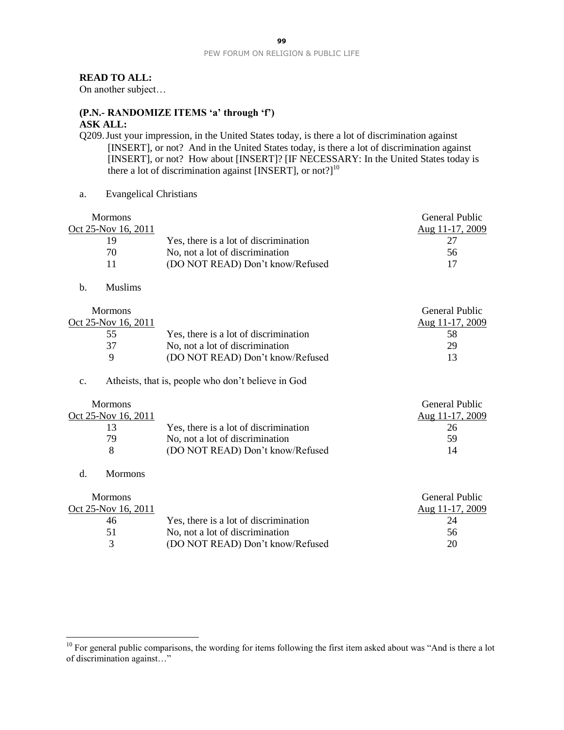**READ TO ALL:**
On another subject…

**(P.N.- RANDOMIZE ITEMS 'a' through 'f')**
**ASK ALL:**
Q209. Just your impression, in the United States today, is there a lot of discrimination against [INSERT], or not? And in the United States today, is there a lot of discrimination against [INSERT], or not? How about [INSERT]? [IF NECESSARY: In the United States today is there a lot of discrimination against [INSERT], or not?][10]

a. Evangelical Christians

| Mormons Oct 25-Nov 16, 2011 | | General Public Aug 11-17, 2009 |
|---|---|---|
| 19 | Yes, there is a lot of discrimination | 27 |
| 70 | No, not a lot of discrimination | 56 |
| 11 | (DO NOT READ) Don't know/Refused | 17 |

b. Muslims

| Mormons Oct 25-Nov 16, 2011 | | General Public Aug 11-17, 2009 |
|---|---|---|
| 55 | Yes, there is a lot of discrimination | 58 |
| 37 | No, not a lot of discrimination | 29 |
| 9 | (DO NOT READ) Don't know/Refused | 13 |

c. Atheists, that is, people who don't believe in God

| Mormons Oct 25-Nov 16, 2011 | | General Public Aug 11-17, 2009 |
|---|---|---|
| 13 | Yes, there is a lot of discrimination | 26 |
| 79 | No, not a lot of discrimination | 59 |
| 8 | (DO NOT READ) Don't know/Refused | 14 |

d. Mormons

| Mormons Oct 25-Nov 16, 2011 | | General Public Aug 11-17, 2009 |
|---|---|---|
| 46 | Yes, there is a lot of discrimination | 24 |
| 51 | No, not a lot of discrimination | 56 |
| 3 | (DO NOT READ) Don't know/Refused | 20 |

[10] For general public comparisons, the wording for items following the first item asked about was "And is there a lot of discrimination against…"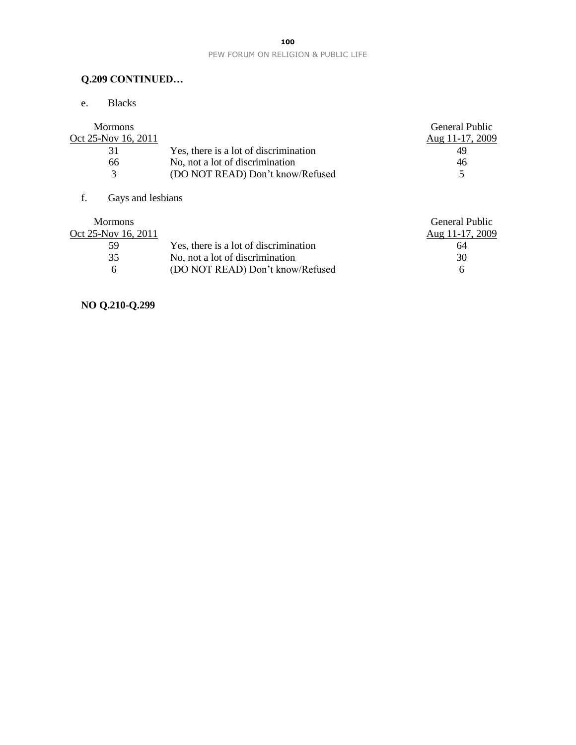**Q.209 CONTINUED…**

e. Blacks

| Mormons Oct 25-Nov 16, 2011 | | General Public Aug 11-17, 2009 |
|---|---|---|
| 31 | Yes, there is a lot of discrimination | 49 |
| 66 | No, not a lot of discrimination | 46 |
| 3 | (DO NOT READ) Don't know/Refused | 5 |

f. Gays and lesbians

| Mormons Oct 25-Nov 16, 2011 | | General Public Aug 11-17, 2009 |
|---|---|---|
| 59 | Yes, there is a lot of discrimination | 64 |
| 35 | No, not a lot of discrimination | 30 |
| 6 | (DO NOT READ) Don't know/Refused | 6 |

**NO Q.210-Q.299**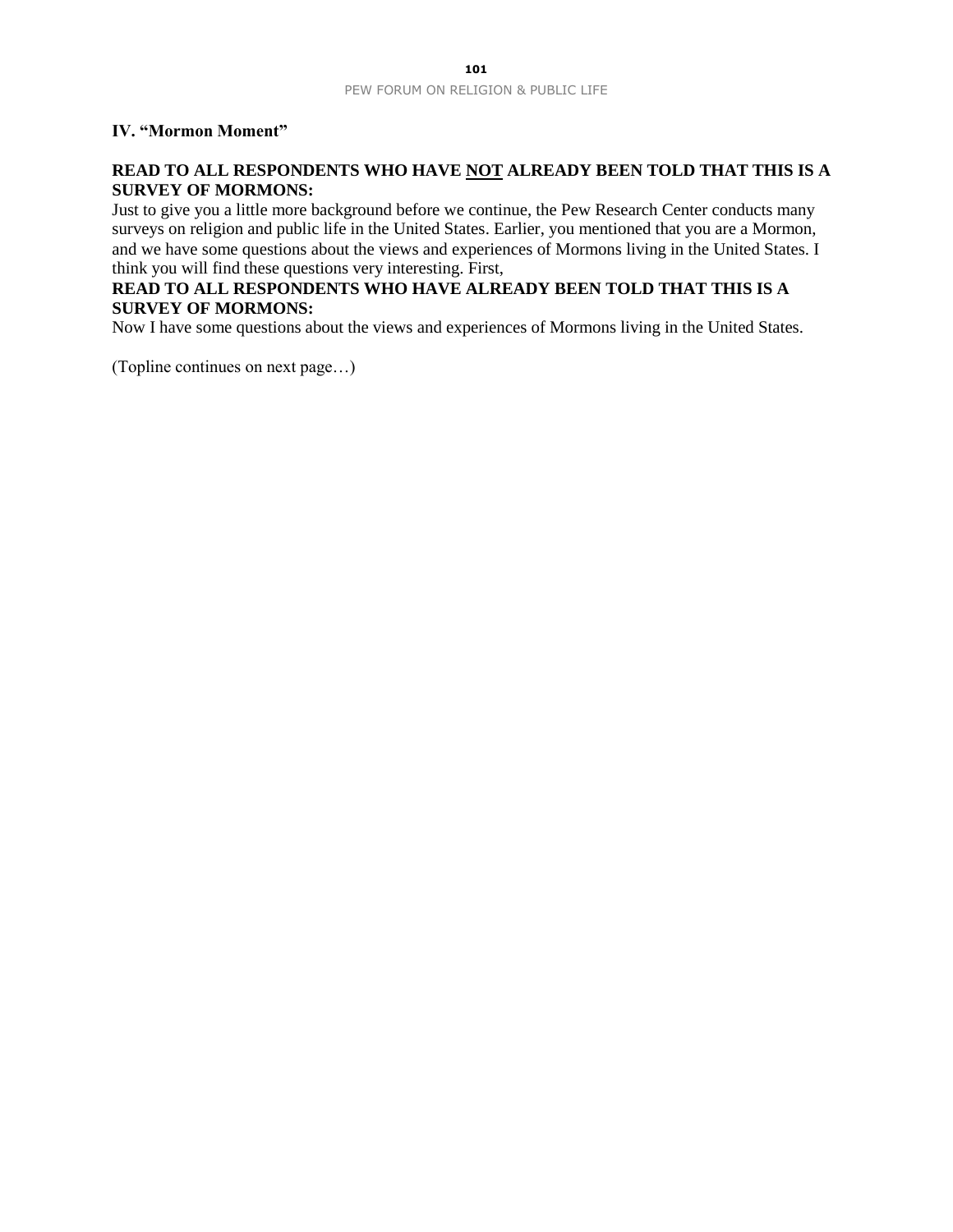## IV. "Mormon Moment"

**READ TO ALL RESPONDENTS WHO HAVE <u>NOT</u> ALREADY BEEN TOLD THAT THIS IS A SURVEY OF MORMONS:**

Just to give you a little more background before we continue, the Pew Research Center conducts many surveys on religion and public life in the United States. Earlier, you mentioned that you are a Mormon, and we have some questions about the views and experiences of Mormons living in the United States. I think you will find these questions very interesting. First,

**READ TO ALL RESPONDENTS WHO HAVE ALREADY BEEN TOLD THAT THIS IS A SURVEY OF MORMONS:**

Now I have some questions about the views and experiences of Mormons living in the United States.

(Topline continues on next page…)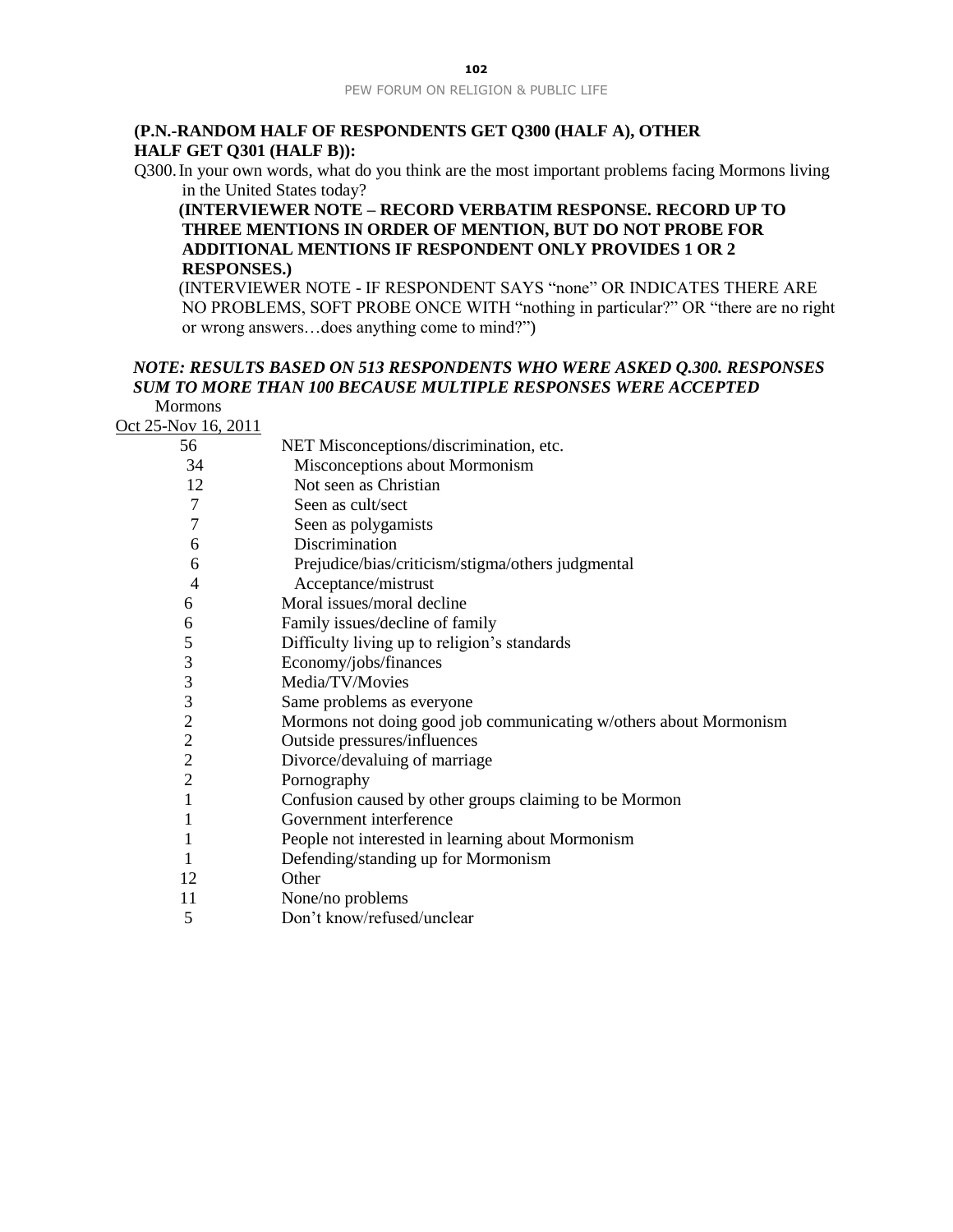**(P.N.-RANDOM HALF OF RESPONDENTS GET Q300 (HALF A), OTHER HALF GET Q301 (HALF B)):**

Q300. In your own words, what do you think are the most important problems facing Mormons living in the United States today?

**(INTERVIEWER NOTE – RECORD VERBATIM RESPONSE. RECORD UP TO THREE MENTIONS IN ORDER OF MENTION, BUT DO NOT PROBE FOR ADDITIONAL MENTIONS IF RESPONDENT ONLY PROVIDES 1 OR 2 RESPONSES.)**

(INTERVIEWER NOTE - IF RESPONDENT SAYS "none" OR INDICATES THERE ARE NO PROBLEMS, SOFT PROBE ONCE WITH "nothing in particular?" OR "there are no right or wrong answers…does anything come to mind?")

***NOTE: RESULTS BASED ON 513 RESPONDENTS WHO WERE ASKED Q.300. RESPONSES SUM TO MORE THAN 100 BECAUSE MULTIPLE RESPONSES WERE ACCEPTED***

| Mormons Oct 25-Nov 16, 2011 | |
|---|---|
| 56 | NET Misconceptions/discrimination, etc. |
| 34 | Misconceptions about Mormonism |
| 12 | Not seen as Christian |
| 7 | Seen as cult/sect |
| 7 | Seen as polygamists |
| 6 | Discrimination |
| 6 | Prejudice/bias/criticism/stigma/others judgmental |
| 4 | Acceptance/mistrust |
| 6 | Moral issues/moral decline |
| 6 | Family issues/decline of family |
| 5 | Difficulty living up to religion's standards |
| 3 | Economy/jobs/finances |
| 3 | Media/TV/Movies |
| 3 | Same problems as everyone |
| 2 | Mormons not doing good job communicating w/others about Mormonism |
| 2 | Outside pressures/influences |
| 2 | Divorce/devaluing of marriage |
| 2 | Pornography |
| 1 | Confusion caused by other groups claiming to be Mormon |
| 1 | Government interference |
| 1 | People not interested in learning about Mormonism |
| 1 | Defending/standing up for Mormonism |
| 12 | Other |
| 11 | None/no problems |
| 5 | Don't know/refused/unclear |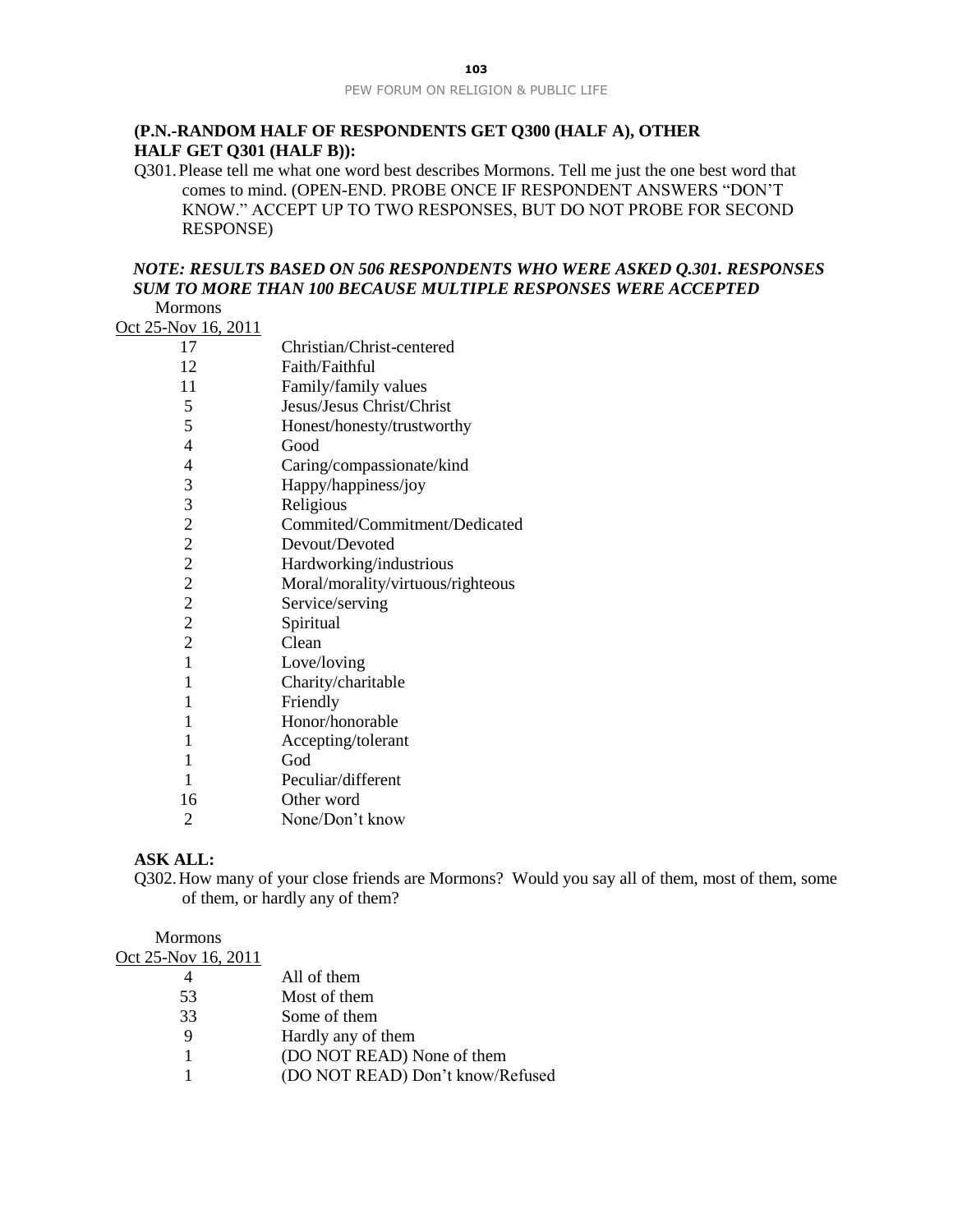**(P.N.-RANDOM HALF OF RESPONDENTS GET Q300 (HALF A), OTHER HALF GET Q301 (HALF B)):**

Q301. Please tell me what one word best describes Mormons. Tell me just the one best word that comes to mind. (OPEN-END. PROBE ONCE IF RESPONDENT ANSWERS "DON'T KNOW." ACCEPT UP TO TWO RESPONSES, BUT DO NOT PROBE FOR SECOND RESPONSE)

***NOTE: RESULTS BASED ON 506 RESPONDENTS WHO WERE ASKED Q.301. RESPONSES SUM TO MORE THAN 100 BECAUSE MULTIPLE RESPONSES WERE ACCEPTED***

| Mormons<br>Oct 25-Nov 16, 2011 | |
|---|---|
| 17 | Christian/Christ-centered |
| 12 | Faith/Faithful |
| 11 | Family/family values |
| 5 | Jesus/Jesus Christ/Christ |
| 5 | Honest/honesty/trustworthy |
| 4 | Good |
| 4 | Caring/compassionate/kind |
| 3 | Happy/happiness/joy |
| 3 | Religious |
| 2 | Commited/Commitment/Dedicated |
| 2 | Devout/Devoted |
| 2 | Hardworking/industrious |
| 2 | Moral/morality/virtuous/righteous |
| 2 | Service/serving |
| 2 | Spiritual |
| 2 | Clean |
| 1 | Love/loving |
| 1 | Charity/charitable |
| 1 | Friendly |
| 1 | Honor/honorable |
| 1 | Accepting/tolerant |
| 1 | God |
| 1 | Peculiar/different |
| 16 | Other word |
| 2 | None/Don't know |

**ASK ALL:**

Q302. How many of your close friends are Mormons? Would you say all of them, most of them, some of them, or hardly any of them?

| Mormons<br>Oct 25-Nov 16, 2011 | |
|---|---|
| 4 | All of them |
| 53 | Most of them |
| 33 | Some of them |
| 9 | Hardly any of them |
| 1 | (DO NOT READ) None of them |
| 1 | (DO NOT READ) Don't know/Refused |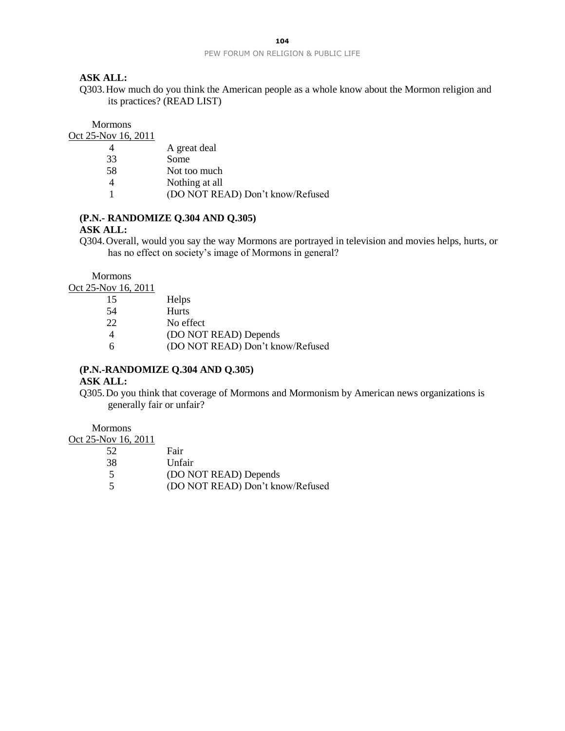**ASK ALL:**

Q303. How much do you think the American people as a whole know about the Mormon religion and its practices? (READ LIST)

| Mormons Oct 25-Nov 16, 2011 | |
|---|---|
| 4 | A great deal |
| 33 | Some |
| 58 | Not too much |
| 4 | Nothing at all |
| 1 | (DO NOT READ) Don't know/Refused |

**(P.N.- RANDOMIZE Q.304 AND Q.305)**

**ASK ALL:**

Q304. Overall, would you say the way Mormons are portrayed in television and movies helps, hurts, or has no effect on society's image of Mormons in general?

| Mormons Oct 25-Nov 16, 2011 | |
|---|---|
| 15 | Helps |
| 54 | Hurts |
| 22 | No effect |
| 4 | (DO NOT READ) Depends |
| 6 | (DO NOT READ) Don't know/Refused |

**(P.N.-RANDOMIZE Q.304 AND Q.305)**

**ASK ALL:**

Q305. Do you think that coverage of Mormons and Mormonism by American news organizations is generally fair or unfair?

| Mormons Oct 25-Nov 16, 2011 | |
|---|---|
| 52 | Fair |
| 38 | Unfair |
| 5 | (DO NOT READ) Depends |
| 5 | (DO NOT READ) Don't know/Refused |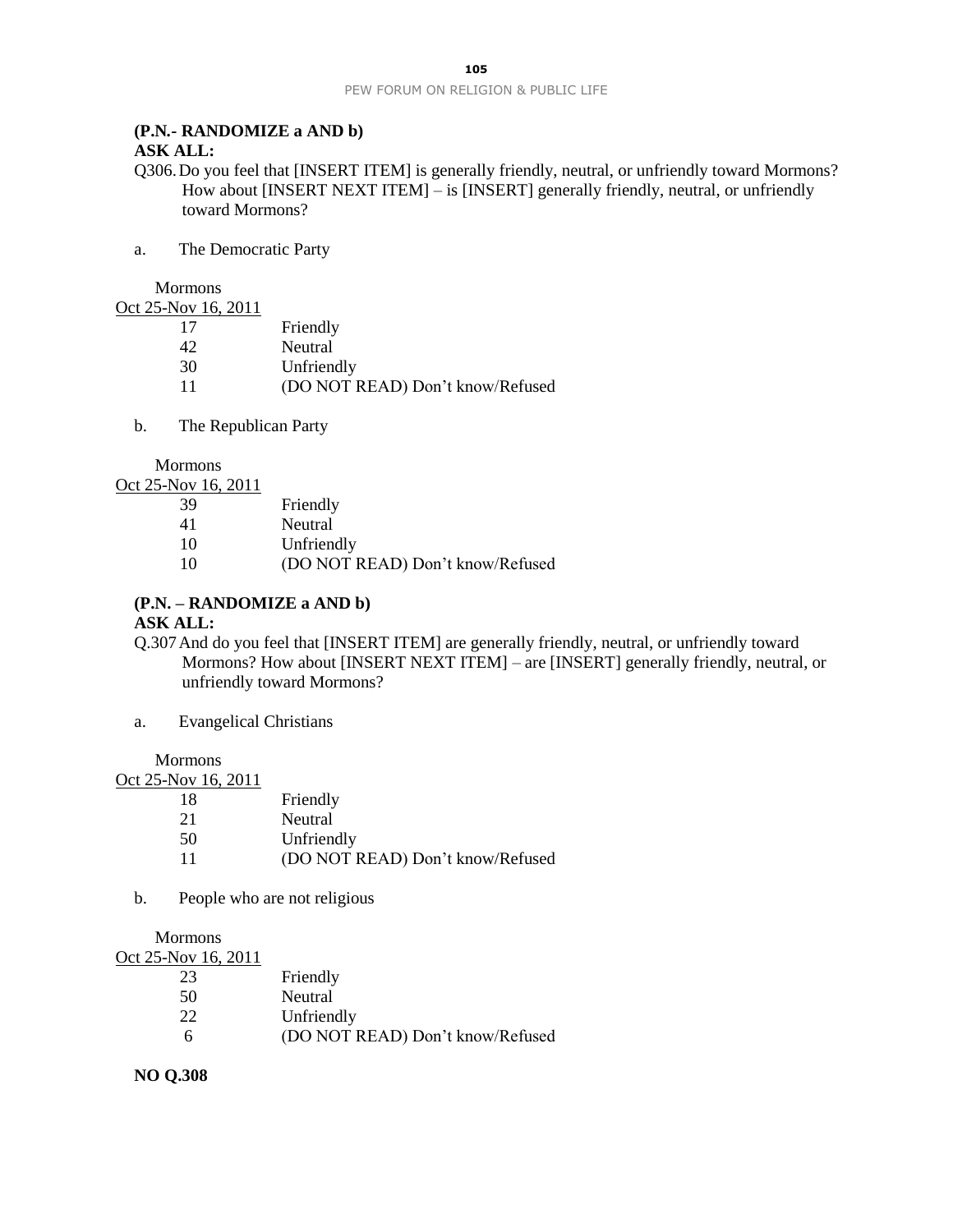**(P.N.- RANDOMIZE a AND b)**
**ASK ALL:**

Q306. Do you feel that [INSERT ITEM] is generally friendly, neutral, or unfriendly toward Mormons? How about [INSERT NEXT ITEM] – is [INSERT] generally friendly, neutral, or unfriendly toward Mormons?

a. The Democratic Party

| Mormons Oct 25-Nov 16, 2011 | |
|---|---|
| 17 | Friendly |
| 42 | Neutral |
| 30 | Unfriendly |
| 11 | (DO NOT READ) Don't know/Refused |

b. The Republican Party

| Mormons Oct 25-Nov 16, 2011 | |
|---|---|
| 39 | Friendly |
| 41 | Neutral |
| 10 | Unfriendly |
| 10 | (DO NOT READ) Don't know/Refused |

**(P.N. – RANDOMIZE a AND b)**
**ASK ALL:**

Q.307 And do you feel that [INSERT ITEM] are generally friendly, neutral, or unfriendly toward Mormons? How about [INSERT NEXT ITEM] – are [INSERT] generally friendly, neutral, or unfriendly toward Mormons?

a. Evangelical Christians

| Mormons Oct 25-Nov 16, 2011 | |
|---|---|
| 18 | Friendly |
| 21 | Neutral |
| 50 | Unfriendly |
| 11 | (DO NOT READ) Don't know/Refused |

b. People who are not religious

| Mormons Oct 25-Nov 16, 2011 | |
|---|---|
| 23 | Friendly |
| 50 | Neutral |
| 22 | Unfriendly |
| 6 | (DO NOT READ) Don't know/Refused |

**NO Q.308**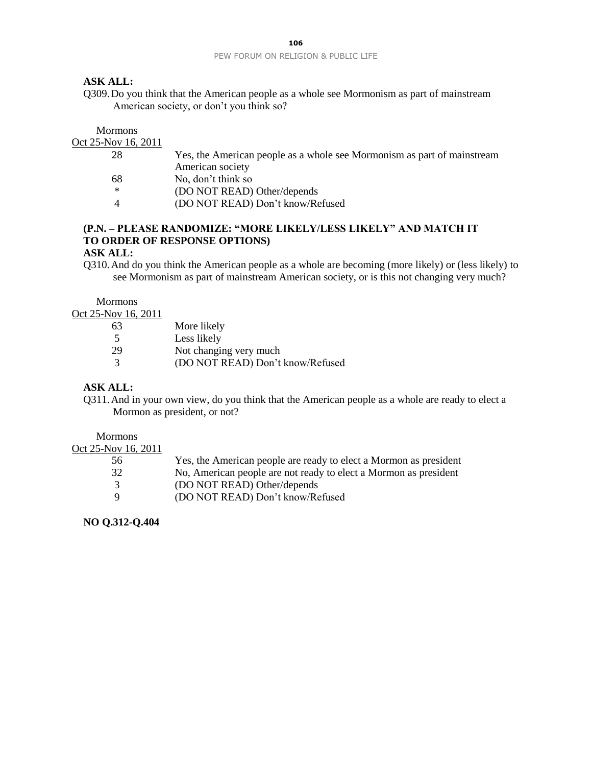**ASK ALL:**

Q309. Do you think that the American people as a whole see Mormonism as part of mainstream American society, or don't you think so?

| Mormons Oct 25-Nov 16, 2011 | |
|---|---|
| 28 | Yes, the American people as a whole see Mormonism as part of mainstream American society |
| 68 | No, don't think so |
| * | (DO NOT READ) Other/depends |
| 4 | (DO NOT READ) Don't know/Refused |

**(P.N. – PLEASE RANDOMIZE: "MORE LIKELY/LESS LIKELY" AND MATCH IT TO ORDER OF RESPONSE OPTIONS)**

**ASK ALL:**

Q310. And do you think the American people as a whole are becoming (more likely) or (less likely) to see Mormonism as part of mainstream American society, or is this not changing very much?

| Mormons Oct 25-Nov 16, 2011 | |
|---|---|
| 63 | More likely |
| 5 | Less likely |
| 29 | Not changing very much |
| 3 | (DO NOT READ) Don't know/Refused |

**ASK ALL:**

Q311. And in your own view, do you think that the American people as a whole are ready to elect a Mormon as president, or not?

| Mormons Oct 25-Nov 16, 2011 | |
|---|---|
| 56 | Yes, the American people are ready to elect a Mormon as president |
| 32 | No, American people are not ready to elect a Mormon as president |
| 3 | (DO NOT READ) Other/depends |
| 9 | (DO NOT READ) Don't know/Refused |

**NO Q.312-Q.404**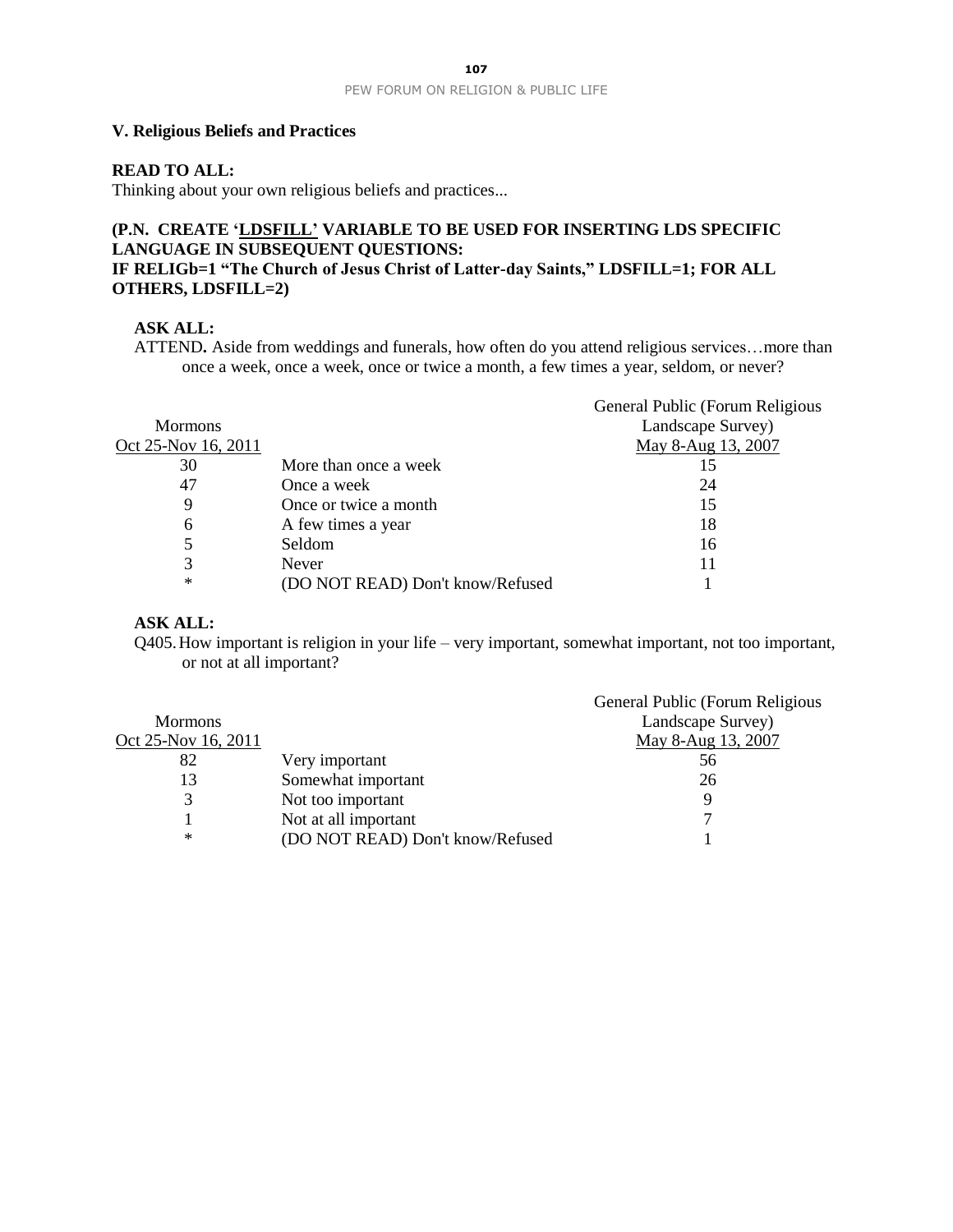## V. Religious Beliefs and Practices

**READ TO ALL:**
Thinking about your own religious beliefs and practices...

**(P.N. CREATE 'LDSFILL' VARIABLE TO BE USED FOR INSERTING LDS SPECIFIC LANGUAGE IN SUBSEQUENT QUESTIONS:
IF RELIGb=1 "The Church of Jesus Christ of Latter-day Saints," LDSFILL=1; FOR ALL OTHERS, LDSFILL=2)**

**ASK ALL:**
ATTEND**.** Aside from weddings and funerals, how often do you attend religious services…more than once a week, once a week, once or twice a month, a few times a year, seldom, or never?

| Mormons Oct 25-Nov 16, 2011 | | General Public (Forum Religious Landscape Survey) May 8-Aug 13, 2007 |
|---|---|---|
| 30 | More than once a week | 15 |
| 47 | Once a week | 24 |
| 9 | Once or twice a month | 15 |
| 6 | A few times a year | 18 |
| 5 | Seldom | 16 |
| 3 | Never | 11 |
| * | (DO NOT READ) Don't know/Refused | 1 |

**ASK ALL:**
Q405. How important is religion in your life – very important, somewhat important, not too important, or not at all important?

| Mormons Oct 25-Nov 16, 2011 | | General Public (Forum Religious Landscape Survey) May 8-Aug 13, 2007 |
|---|---|---|
| 82 | Very important | 56 |
| 13 | Somewhat important | 26 |
| 3 | Not too important | 9 |
| 1 | Not at all important | 7 |
| * | (DO NOT READ) Don't know/Refused | 1 |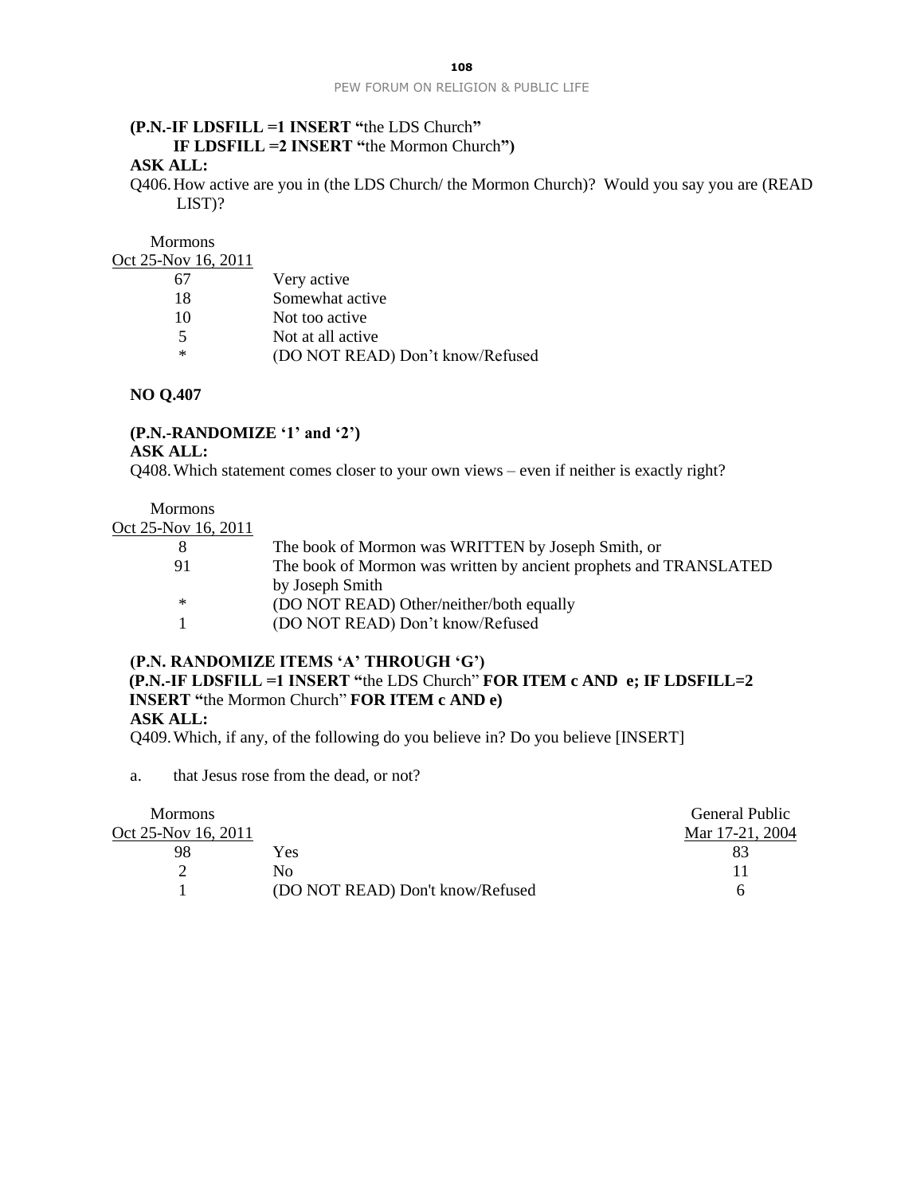**(P.N.-IF LDSFILL =1 INSERT "**the LDS Church**"**
**IF LDSFILL =2 INSERT "**the Mormon Church**")**

**ASK ALL:**

Q406. How active are you in (the LDS Church/ the Mormon Church)? Would you say you are (READ LIST)?

| Mormons Oct 25-Nov 16, 2011 | |
|---|---|
| 67 | Very active |
| 18 | Somewhat active |
| 10 | Not too active |
| 5 | Not at all active |
| * | (DO NOT READ) Don't know/Refused |

**NO Q.407**

**(P.N.-RANDOMIZE '1' and '2')**

**ASK ALL:**

Q408. Which statement comes closer to your own views – even if neither is exactly right?

| Mormons Oct 25-Nov 16, 2011 | |
|---|---|
| 8 | The book of Mormon was WRITTEN by Joseph Smith, or |
| 91 | The book of Mormon was written by ancient prophets and TRANSLATED by Joseph Smith |
| * | (DO NOT READ) Other/neither/both equally |
| 1 | (DO NOT READ) Don't know/Refused |

**(P.N. RANDOMIZE ITEMS 'A' THROUGH 'G')**
**(P.N.-IF LDSFILL =1 INSERT "**the LDS Church" **FOR ITEM c AND e; IF LDSFILL=2 INSERT "**the Mormon Church" **FOR ITEM c AND e)**

**ASK ALL:**

Q409. Which, if any, of the following do you believe in? Do you believe [INSERT]

a. that Jesus rose from the dead, or not?

| Mormons Oct 25-Nov 16, 2011 | | General Public Mar 17-21, 2004 |
|---|---|---|
| 98 | Yes | 83 |
| 2 | No | 11 |
| 1 | (DO NOT READ) Don't know/Refused | 6 |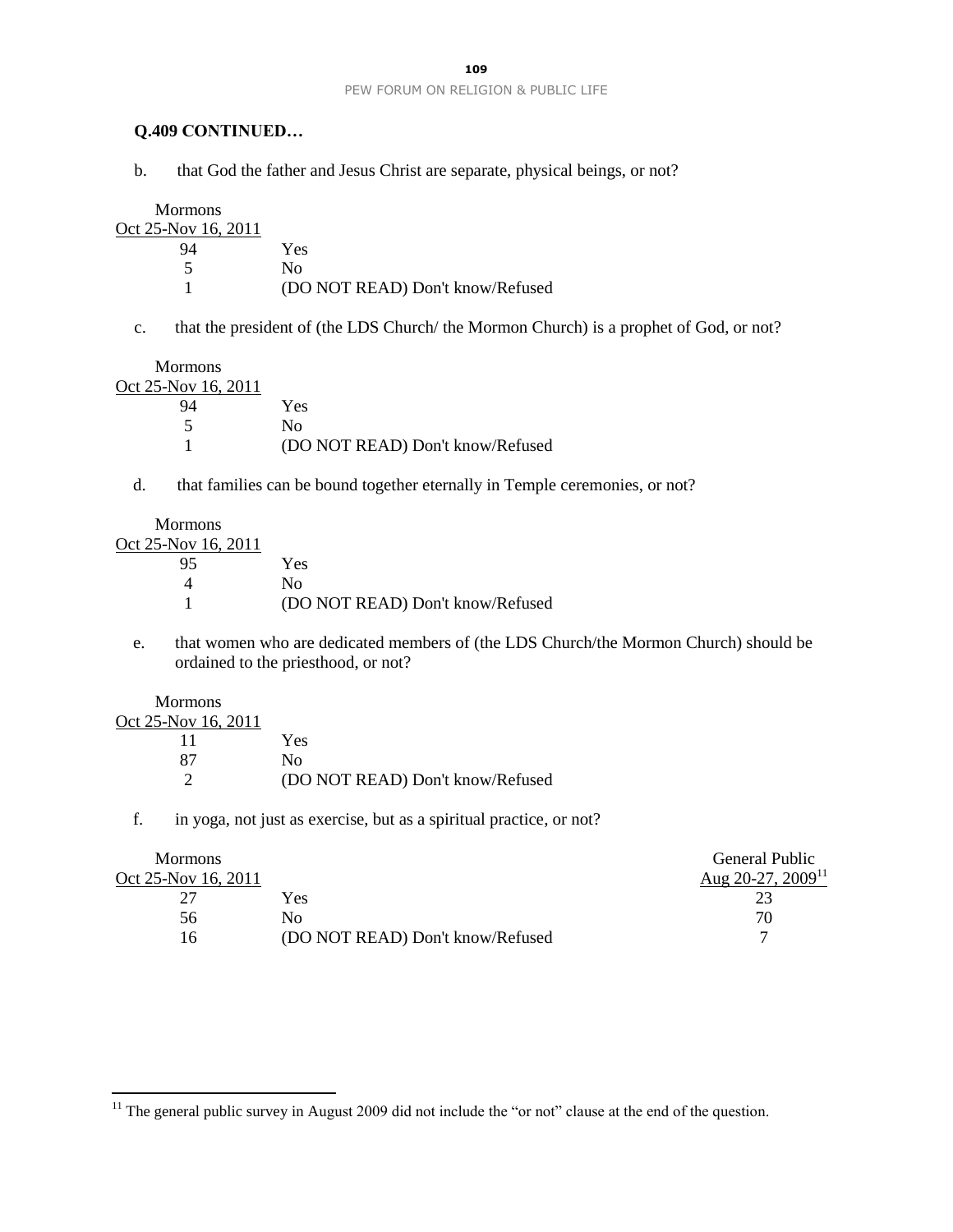**Q.409 CONTINUED…**

b. that God the father and Jesus Christ are separate, physical beings, or not?

| Mormons Oct 25-Nov 16, 2011 | |
|---|---|
| 94 | Yes |
| 5 | No |
| 1 | (DO NOT READ) Don't know/Refused |

c. that the president of (the LDS Church/ the Mormon Church) is a prophet of God, or not?

| Mormons Oct 25-Nov 16, 2011 | |
|---|---|
| 94 | Yes |
| 5 | No |
| 1 | (DO NOT READ) Don't know/Refused |

d. that families can be bound together eternally in Temple ceremonies, or not?

| Mormons Oct 25-Nov 16, 2011 | |
|---|---|
| 95 | Yes |
| 4 | No |
| 1 | (DO NOT READ) Don't know/Refused |

e. that women who are dedicated members of (the LDS Church/the Mormon Church) should be ordained to the priesthood, or not?

| Mormons Oct 25-Nov 16, 2011 | |
|---|---|
| 11 | Yes |
| 87 | No |
| 2 | (DO NOT READ) Don't know/Refused |

f. in yoga, not just as exercise, but as a spiritual practice, or not?

| Mormons Oct 25-Nov 16, 2011 | | General Public Aug 20-27, 2009[11] |
|---|---|---|
| 27 | Yes | 23 |
| 56 | No | 70 |
| 16 | (DO NOT READ) Don't know/Refused | 7 |

[11] The general public survey in August 2009 did not include the "or not" clause at the end of the question.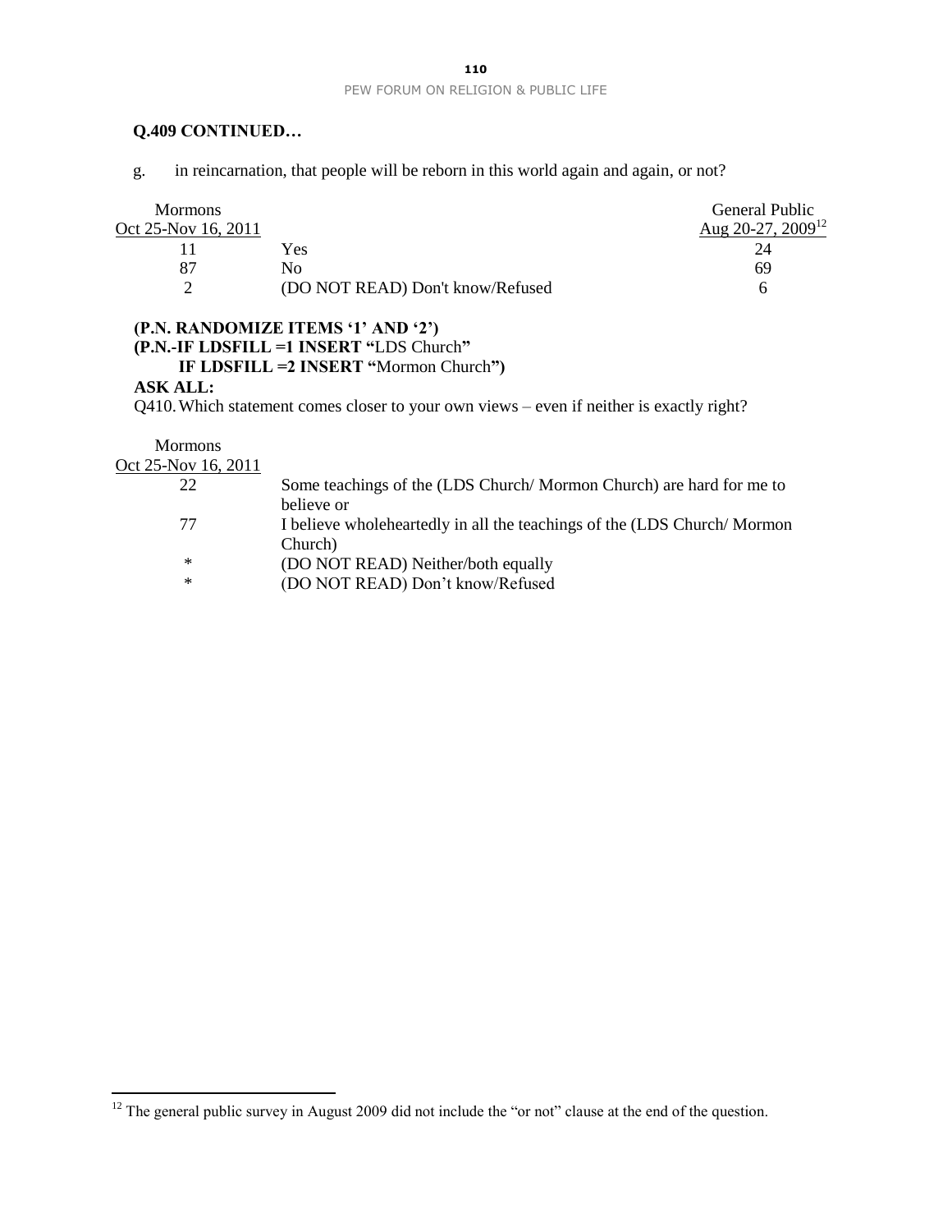**Q.409 CONTINUED…**

g. in reincarnation, that people will be reborn in this world again and again, or not?

| Mormons Oct 25-Nov 16, 2011 | | General Public Aug 20-27, 2009[12] |
|---|---|---|
| 11 | Yes | 24 |
| 87 | No | 69 |
| 2 | (DO NOT READ) Don't know/Refused | 6 |

**(P.N. RANDOMIZE ITEMS '1' AND '2')**
**(P.N.-IF LDSFILL =1 INSERT "**LDS Church**"**
**IF LDSFILL =2 INSERT "**Mormon Church**")**
**ASK ALL:**
Q410. Which statement comes closer to your own views – even if neither is exactly right?

| Mormons Oct 25-Nov 16, 2011 | |
|---|---|
| 22 | Some teachings of the (LDS Church/ Mormon Church) are hard for me to believe or |
| 77 | I believe wholeheartedly in all the teachings of the (LDS Church/ Mormon Church) |
| * | (DO NOT READ) Neither/both equally |
| * | (DO NOT READ) Don't know/Refused |

[12] The general public survey in August 2009 did not include the "or not" clause at the end of the question.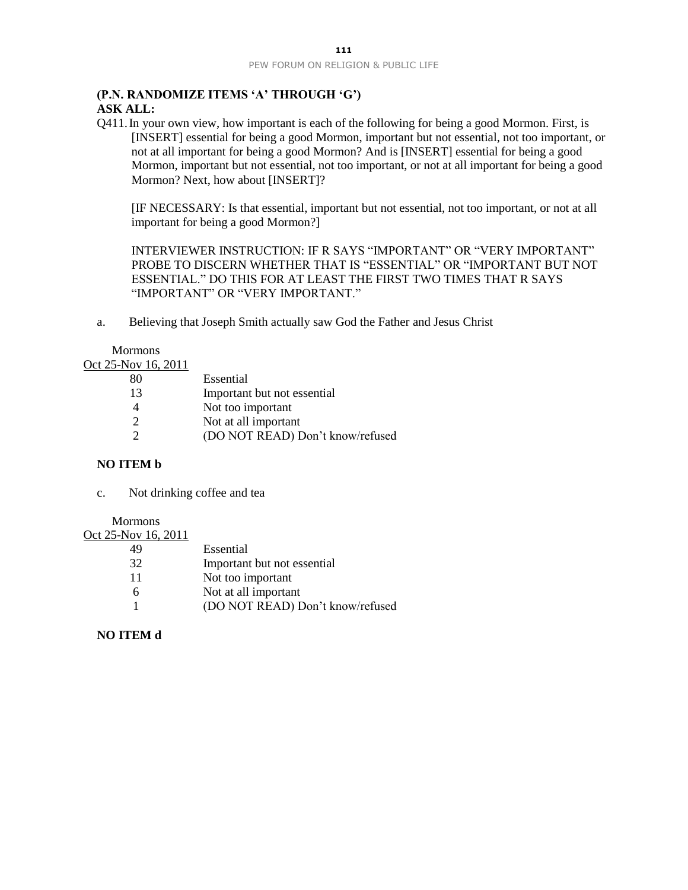**(P.N. RANDOMIZE ITEMS 'A' THROUGH 'G')**
**ASK ALL:**

Q411. In your own view, how important is each of the following for being a good Mormon. First, is [INSERT] essential for being a good Mormon, important but not essential, not too important, or not at all important for being a good Mormon? And is [INSERT] essential for being a good Mormon, important but not essential, not too important, or not at all important for being a good Mormon? Next, how about [INSERT]?

[IF NECESSARY: Is that essential, important but not essential, not too important, or not at all important for being a good Mormon?]

INTERVIEWER INSTRUCTION: IF R SAYS "IMPORTANT" OR "VERY IMPORTANT" PROBE TO DISCERN WHETHER THAT IS "ESSENTIAL" OR "IMPORTANT BUT NOT ESSENTIAL." DO THIS FOR AT LEAST THE FIRST TWO TIMES THAT R SAYS "IMPORTANT" OR "VERY IMPORTANT."

a. Believing that Joseph Smith actually saw God the Father and Jesus Christ

| Mormons Oct 25-Nov 16, 2011 | |
|---|---|
| 80 | Essential |
| 13 | Important but not essential |
| 4 | Not too important |
| 2 | Not at all important |
| 2 | (DO NOT READ) Don't know/refused |

**NO ITEM b**

c. Not drinking coffee and tea

| Mormons Oct 25-Nov 16, 2011 | |
|---|---|
| 49 | Essential |
| 32 | Important but not essential |
| 11 | Not too important |
| 6 | Not at all important |
| 1 | (DO NOT READ) Don't know/refused |

**NO ITEM d**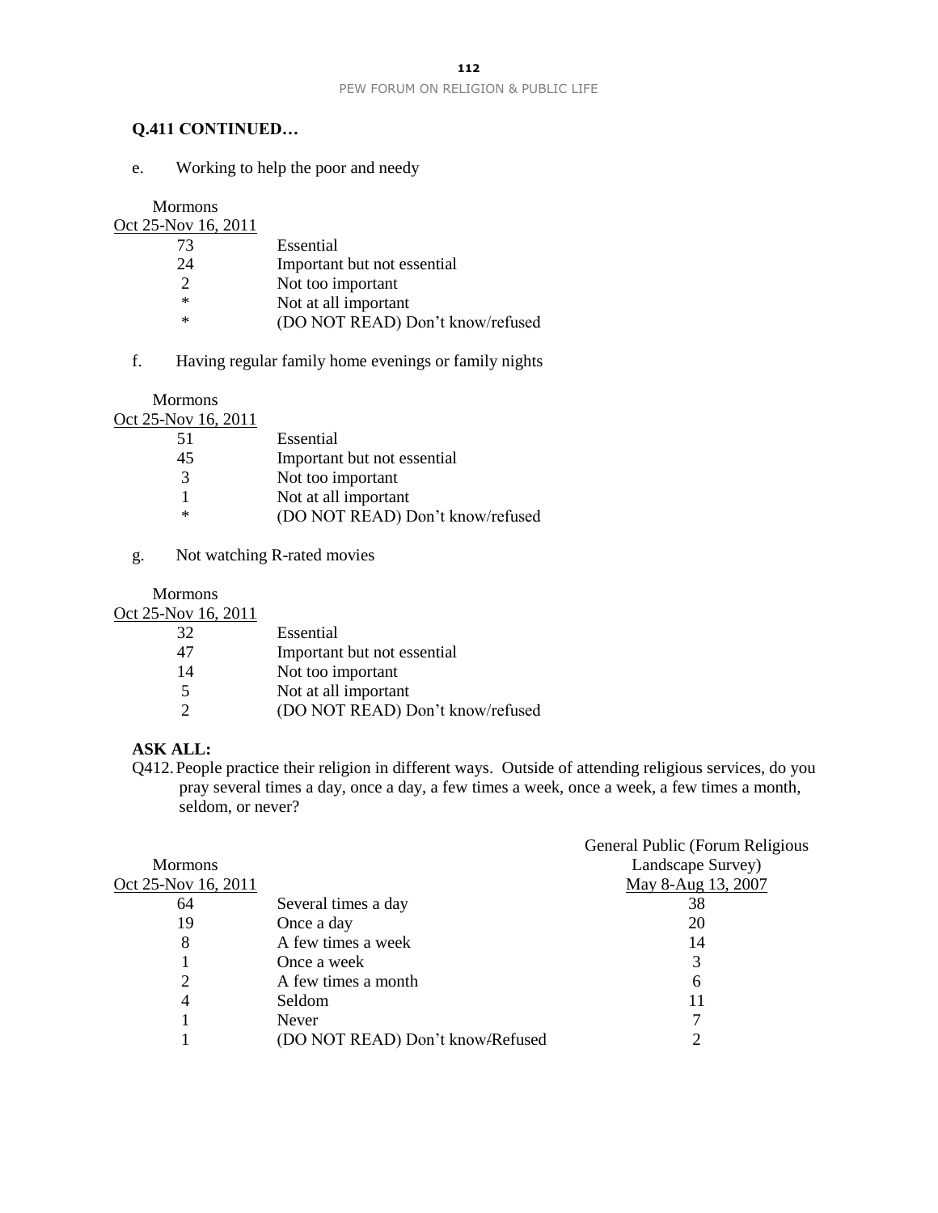**Q.411 CONTINUED…**

e. Working to help the poor and needy

| Mormons Oct 25-Nov 16, 2011 | |
|---|---|
| 73 | Essential |
| 24 | Important but not essential |
| 2 | Not too important |
| * | Not at all important |
| * | (DO NOT READ) Don't know/refused |

f. Having regular family home evenings or family nights

| Mormons Oct 25-Nov 16, 2011 | |
|---|---|
| 51 | Essential |
| 45 | Important but not essential |
| 3 | Not too important |
| 1 | Not at all important |
| * | (DO NOT READ) Don't know/refused |

g. Not watching R-rated movies

| Mormons Oct 25-Nov 16, 2011 | |
|---|---|
| 32 | Essential |
| 47 | Important but not essential |
| 14 | Not too important |
| 5 | Not at all important |
| 2 | (DO NOT READ) Don't know/refused |

**ASK ALL:**

Q412. People practice their religion in different ways. Outside of attending religious services, do you pray several times a day, once a day, a few times a week, once a week, a few times a month, seldom, or never?

| Mormons Oct 25-Nov 16, 2011 | | General Public (Forum Religious Landscape Survey) May 8-Aug 13, 2007 |
|---|---|---|
| 64 | Several times a day | 38 |
| 19 | Once a day | 20 |
| 8 | A few times a week | 14 |
| 1 | Once a week | 3 |
| 2 | A few times a month | 6 |
| 4 | Seldom | 11 |
| 1 | Never | 7 |
| 1 | (DO NOT READ) Don't know/Refused | 2 |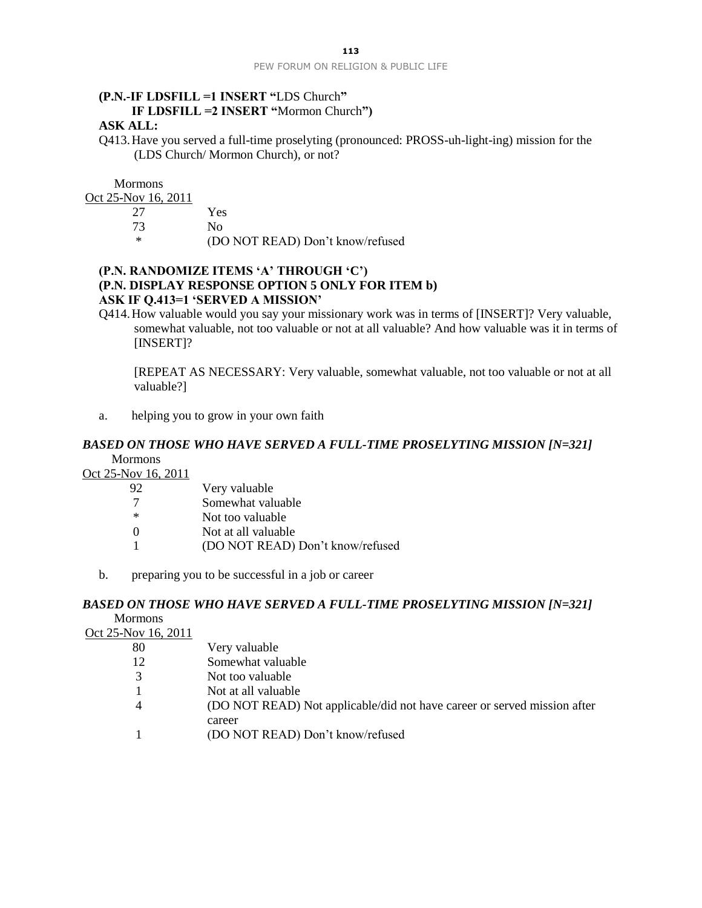**(P.N.-IF LDSFILL =1 INSERT "**LDS Church**"**
**IF LDSFILL =2 INSERT "**Mormon Church**")**

**ASK ALL:**

Q413. Have you served a full-time proselyting (pronounced: PROSS-uh-light-ing) mission for the (LDS Church/ Mormon Church), or not?

| Mormons Oct 25-Nov 16, 2011 | |
|---|---|
| 27 | Yes |
| 73 | No |
| * | (DO NOT READ) Don't know/refused |

**(P.N. RANDOMIZE ITEMS 'A' THROUGH 'C')**
**(P.N. DISPLAY RESPONSE OPTION 5 ONLY FOR ITEM b)**
**ASK IF Q.413=1 'SERVED A MISSION'**

Q414. How valuable would you say your missionary work was in terms of [INSERT]? Very valuable, somewhat valuable, not too valuable or not at all valuable? And how valuable was it in terms of [INSERT]?

[REPEAT AS NECESSARY: Very valuable, somewhat valuable, not too valuable or not at all valuable?]

a. helping you to grow in your own faith

***BASED ON THOSE WHO HAVE SERVED A FULL-TIME PROSELYTING MISSION [N=321]***

| Mormons Oct 25-Nov 16, 2011 | |
|---|---|
| 92 | Very valuable |
| 7 | Somewhat valuable |
| * | Not too valuable |
| 0 | Not at all valuable |
| 1 | (DO NOT READ) Don't know/refused |

b. preparing you to be successful in a job or career

***BASED ON THOSE WHO HAVE SERVED A FULL-TIME PROSELYTING MISSION [N=321]***

| Mormons Oct 25-Nov 16, 2011 | |
|---|---|
| 80 | Very valuable |
| 12 | Somewhat valuable |
| 3 | Not too valuable |
| 1 | Not at all valuable |
| 4 | (DO NOT READ) Not applicable/did not have career or served mission after career |
| 1 | (DO NOT READ) Don't know/refused |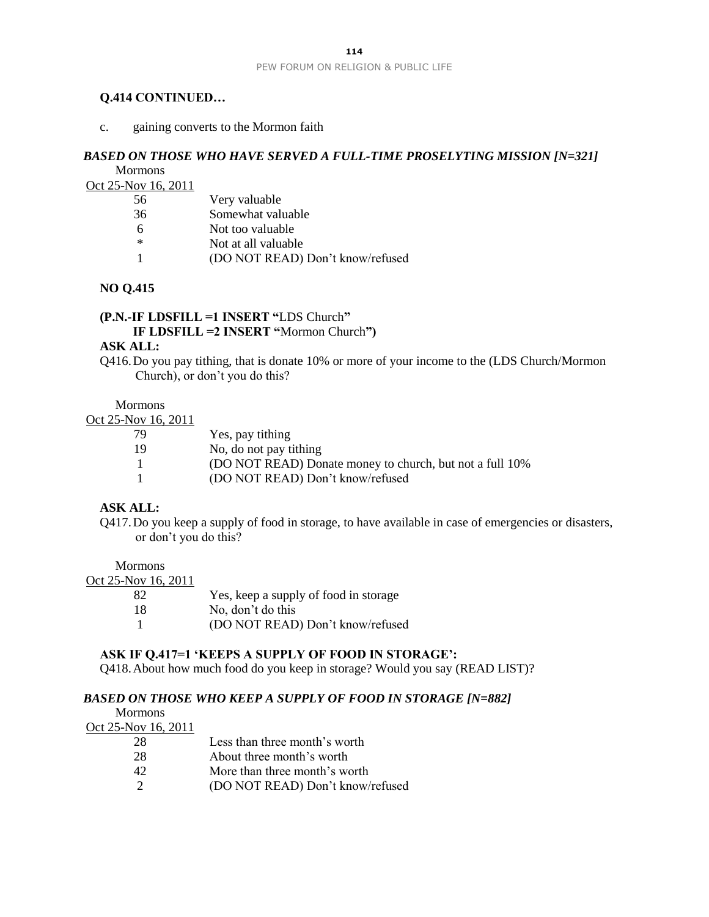**Q.414 CONTINUED…**

c. gaining converts to the Mormon faith

***BASED ON THOSE WHO HAVE SERVED A FULL-TIME PROSELYTING MISSION [N=321]***

| Mormons Oct 25-Nov 16, 2011 | |
|---|---|
| 56 | Very valuable |
| 36 | Somewhat valuable |
| 6 | Not too valuable |
| * | Not at all valuable |
| 1 | (DO NOT READ) Don't know/refused |

**NO Q.415**

**(P.N.-IF LDSFILL =1 INSERT "**LDS Church**"**
**IF LDSFILL =2 INSERT "**Mormon Church**")**

**ASK ALL:**

Q416. Do you pay tithing, that is donate 10% or more of your income to the (LDS Church/Mormon Church), or don't you do this?

| Mormons Oct 25-Nov 16, 2011 | |
|---|---|
| 79 | Yes, pay tithing |
| 19 | No, do not pay tithing |
| 1 | (DO NOT READ) Donate money to church, but not a full 10% |
| 1 | (DO NOT READ) Don't know/refused |

**ASK ALL:**

Q417. Do you keep a supply of food in storage, to have available in case of emergencies or disasters, or don't you do this?

| Mormons Oct 25-Nov 16, 2011 | |
|---|---|
| 82 | Yes, keep a supply of food in storage |
| 18 | No, don't do this |
| 1 | (DO NOT READ) Don't know/refused |

**ASK IF Q.417=1 'KEEPS A SUPPLY OF FOOD IN STORAGE':**

Q418. About how much food do you keep in storage? Would you say (READ LIST)?

***BASED ON THOSE WHO KEEP A SUPPLY OF FOOD IN STORAGE [N=882]***

| Mormons Oct 25-Nov 16, 2011 | |
|---|---|
| 28 | Less than three month's worth |
| 28 | About three month's worth |
| 42 | More than three month's worth |
| 2 | (DO NOT READ) Don't know/refused |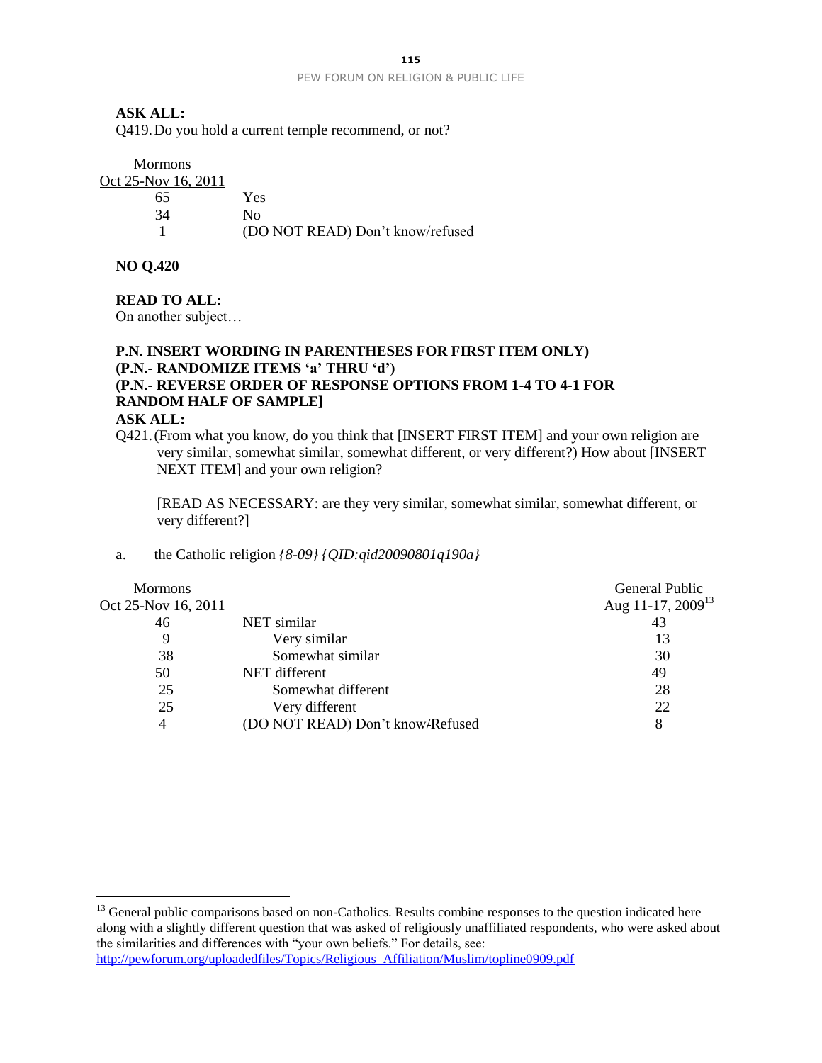**ASK ALL:**
Q419. Do you hold a current temple recommend, or not?

| Mormons Oct 25-Nov 16, 2011 | |
|---|---|
| 65 | Yes |
| 34 | No |
| 1 | (DO NOT READ) Don't know/refused |

**NO Q.420**

**READ TO ALL:**
On another subject…

**P.N. INSERT WORDING IN PARENTHESES FOR FIRST ITEM ONLY)**
**(P.N.- RANDOMIZE ITEMS 'a' THRU 'd')**
**(P.N.- REVERSE ORDER OF RESPONSE OPTIONS FROM 1-4 TO 4-1 FOR RANDOM HALF OF SAMPLE]**
**ASK ALL:**
Q421. (From what you know, do you think that [INSERT FIRST ITEM] and your own religion are very similar, somewhat similar, somewhat different, or very different?) How about [INSERT NEXT ITEM] and your own religion?

[READ AS NECESSARY: are they very similar, somewhat similar, somewhat different, or very different?]

a. the Catholic religion *{8-09} {QID:qid20090801q190a}*

| Mormons Oct 25-Nov 16, 2011 | | General Public Aug 11-17, 2009[13] |
|---|---|---|
| 46 | NET similar | 43 |
| 9 | Very similar | 13 |
| 38 | Somewhat similar | 30 |
| 50 | NET different | 49 |
| 25 | Somewhat different | 28 |
| 25 | Very different | 22 |
| 4 | (DO NOT READ) Don't know/Refused | 8 |

[13] General public comparisons based on non-Catholics. Results combine responses to the question indicated here along with a slightly different question that was asked of religiously unaffiliated respondents, who were asked about the similarities and differences with "your own beliefs." For details, see: http://pewforum.org/uploadedfiles/Topics/Religious_Affiliation/Muslim/topline0909.pdf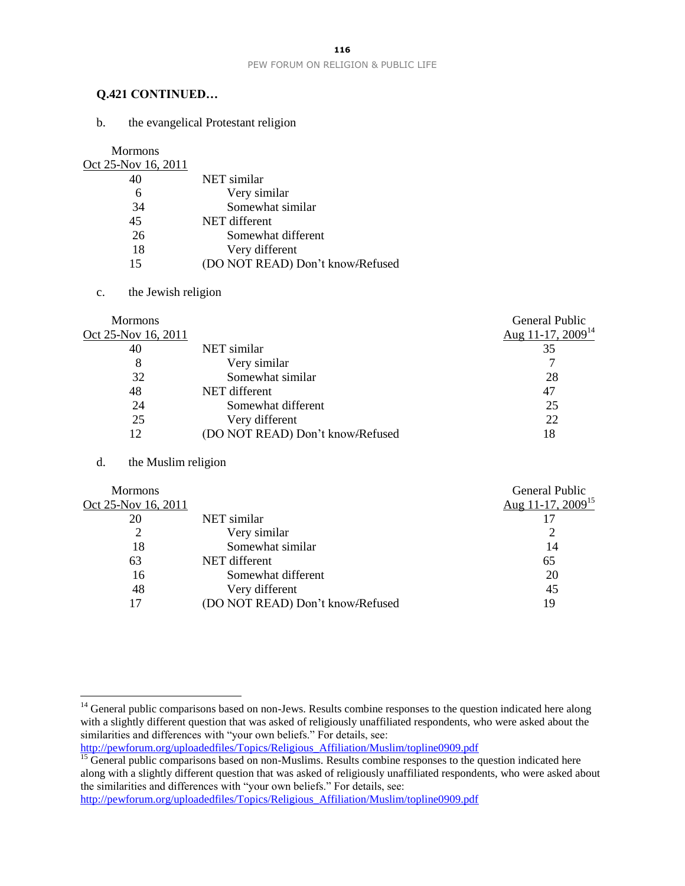**Q.421 CONTINUED…**

b. the evangelical Protestant religion

| Mormons Oct 25-Nov 16, 2011 | |
|---|---|
| 40 | NET similar |
| 6 | Very similar |
| 34 | Somewhat similar |
| 45 | NET different |
| 26 | Somewhat different |
| 18 | Very different |
| 15 | (DO NOT READ) Don't know/Refused |

c. the Jewish religion

| Mormons Oct 25-Nov 16, 2011 | | General Public Aug 11-17, 2009[14] |
|---|---|---|
| 40 | NET similar | 35 |
| 8 | Very similar | 7 |
| 32 | Somewhat similar | 28 |
| 48 | NET different | 47 |
| 24 | Somewhat different | 25 |
| 25 | Very different | 22 |
| 12 | (DO NOT READ) Don't know/Refused | 18 |

d. the Muslim religion

| Mormons Oct 25-Nov 16, 2011 | | General Public Aug 11-17, 2009[15] |
|---|---|---|
| 20 | NET similar | 17 |
| 2 | Very similar | 2 |
| 18 | Somewhat similar | 14 |
| 63 | NET different | 65 |
| 16 | Somewhat different | 20 |
| 48 | Very different | 45 |
| 17 | (DO NOT READ) Don't know/Refused | 19 |

[14] General public comparisons based on non-Jews. Results combine responses to the question indicated here along with a slightly different question that was asked of religiously unaffiliated respondents, who were asked about the similarities and differences with "your own beliefs." For details, see: http://pewforum.org/uploadedfiles/Topics/Religious_Affiliation/Muslim/topline0909.pdf

[15] General public comparisons based on non-Muslims. Results combine responses to the question indicated here along with a slightly different question that was asked of religiously unaffiliated respondents, who were asked about the similarities and differences with "your own beliefs." For details, see: http://pewforum.org/uploadedfiles/Topics/Religious_Affiliation/Muslim/topline0909.pdf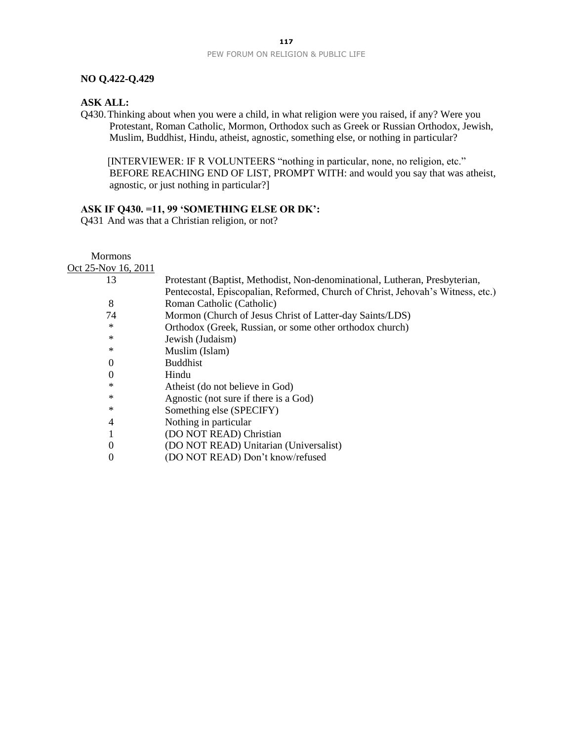**NO Q.422-Q.429**

**ASK ALL:**

Q430. Thinking about when you were a child, in what religion were you raised, if any? Were you Protestant, Roman Catholic, Mormon, Orthodox such as Greek or Russian Orthodox, Jewish, Muslim, Buddhist, Hindu, atheist, agnostic, something else, or nothing in particular?

[INTERVIEWER: IF R VOLUNTEERS "nothing in particular, none, no religion, etc." BEFORE REACHING END OF LIST, PROMPT WITH: and would you say that was atheist, agnostic, or just nothing in particular?]

**ASK IF Q430. =11, 99 'SOMETHING ELSE OR DK':**

Q431 And was that a Christian religion, or not?

| Mormons Oct 25-Nov 16, 2011 | |
|---|---|
| 13 | Protestant (Baptist, Methodist, Non-denominational, Lutheran, Presbyterian, Pentecostal, Episcopalian, Reformed, Church of Christ, Jehovah's Witness, etc.) |
| 8 | Roman Catholic (Catholic) |
| 74 | Mormon (Church of Jesus Christ of Latter-day Saints/LDS) |
| * | Orthodox (Greek, Russian, or some other orthodox church) |
| * | Jewish (Judaism) |
| * | Muslim (Islam) |
| 0 | Buddhist |
| 0 | Hindu |
| * | Atheist (do not believe in God) |
| * | Agnostic (not sure if there is a God) |
| * | Something else (SPECIFY) |
| 4 | Nothing in particular |
| 1 | (DO NOT READ) Christian |
| 0 | (DO NOT READ) Unitarian (Universalist) |
| 0 | (DO NOT READ) Don't know/refused |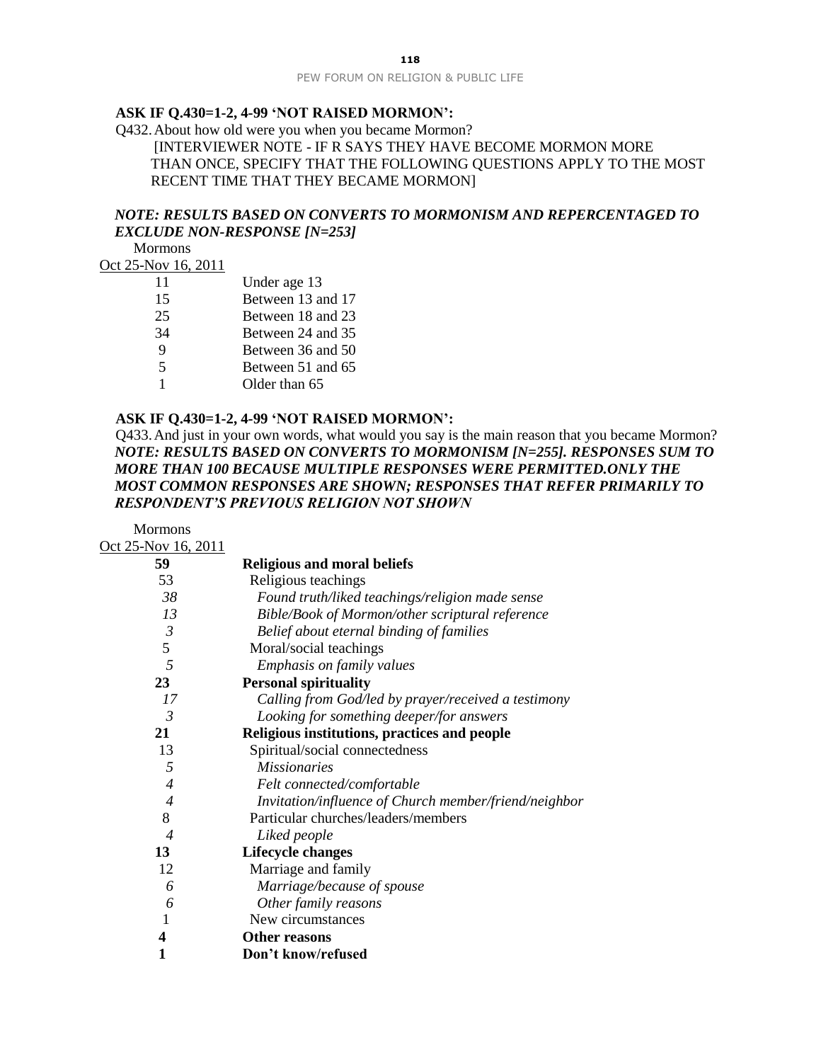**ASK IF Q.430=1-2, 4-99 'NOT RAISED MORMON':**

Q432. About how old were you when you became Mormon?
[INTERVIEWER NOTE - IF R SAYS THEY HAVE BECOME MORMON MORE THAN ONCE, SPECIFY THAT THE FOLLOWING QUESTIONS APPLY TO THE MOST RECENT TIME THAT THEY BECAME MORMON]

***NOTE: RESULTS BASED ON CONVERTS TO MORMONISM AND REPERCENTAGED TO EXCLUDE NON-RESPONSE [N=253]***

| Mormons Oct 25-Nov 16, 2011 | |
|---|---|
| 11 | Under age 13 |
| 15 | Between 13 and 17 |
| 25 | Between 18 and 23 |
| 34 | Between 24 and 35 |
| 9 | Between 36 and 50 |
| 5 | Between 51 and 65 |
| 1 | Older than 65 |

**ASK IF Q.430=1-2, 4-99 'NOT RAISED MORMON':**

Q433. And just in your own words, what would you say is the main reason that you became Mormon?
***NOTE: RESULTS BASED ON CONVERTS TO MORMONISM [N=255]. RESPONSES SUM TO MORE THAN 100 BECAUSE MULTIPLE RESPONSES WERE PERMITTED.ONLY THE MOST COMMON RESPONSES ARE SHOWN; RESPONSES THAT REFER PRIMARILY TO RESPONDENT'S PREVIOUS RELIGION NOT SHOWN***

| Mormons Oct 25-Nov 16, 2011 | |
|---|---|
| **59** | **Religious and moral beliefs** |
| 53 | Religious teachings |
| *38* | *Found truth/liked teachings/religion made sense* |
| *13* | *Bible/Book of Mormon/other scriptural reference* |
| *3* | *Belief about eternal binding of families* |
| 5 | Moral/social teachings |
| *5* | *Emphasis on family values* |
| **23** | **Personal spirituality** |
| *17* | *Calling from God/led by prayer/received a testimony* |
| *3* | *Looking for something deeper/for answers* |
| **21** | **Religious institutions, practices and people** |
| 13 | Spiritual/social connectedness |
| *5* | *Missionaries* |
| *4* | *Felt connected/comfortable* |
| *4* | *Invitation/influence of Church member/friend/neighbor* |
| 8 | Particular churches/leaders/members |
| *4* | *Liked people* |
| **13** | **Lifecycle changes** |
| 12 | Marriage and family |
| *6* | *Marriage/because of spouse* |
| *6* | *Other family reasons* |
| 1 | New circumstances |
| **4** | **Other reasons** |
| **1** | **Don't know/refused** |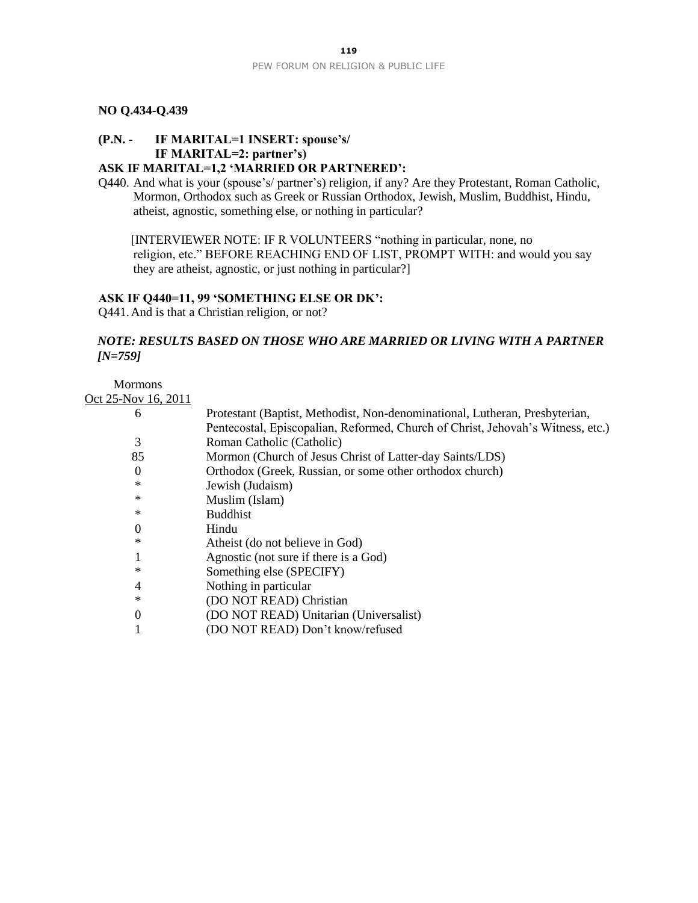**NO Q.434-Q.439**

**(P.N. - IF MARITAL=1 INSERT: spouse's/ IF MARITAL=2: partner's)**

**ASK IF MARITAL=1,2 'MARRIED OR PARTNERED':**

Q440. And what is your (spouse's/ partner's) religion, if any? Are they Protestant, Roman Catholic, Mormon, Orthodox such as Greek or Russian Orthodox, Jewish, Muslim, Buddhist, Hindu, atheist, agnostic, something else, or nothing in particular?

[INTERVIEWER NOTE: IF R VOLUNTEERS "nothing in particular, none, no religion, etc." BEFORE REACHING END OF LIST, PROMPT WITH: and would you say they are atheist, agnostic, or just nothing in particular?]

**ASK IF Q440=11, 99 'SOMETHING ELSE OR DK':**

Q441. And is that a Christian religion, or not?

***NOTE: RESULTS BASED ON THOSE WHO ARE MARRIED OR LIVING WITH A PARTNER [N=759]***

| Mormons<br>Oct 25-Nov 16, 2011 | |
|---|---|
| 6 | Protestant (Baptist, Methodist, Non-denominational, Lutheran, Presbyterian, Pentecostal, Episcopalian, Reformed, Church of Christ, Jehovah's Witness, etc.) |
| 3 | Roman Catholic (Catholic) |
| 85 | Mormon (Church of Jesus Christ of Latter-day Saints/LDS) |
| 0 | Orthodox (Greek, Russian, or some other orthodox church) |
| * | Jewish (Judaism) |
| * | Muslim (Islam) |
| * | Buddhist |
| 0 | Hindu |
| * | Atheist (do not believe in God) |
| 1 | Agnostic (not sure if there is a God) |
| * | Something else (SPECIFY) |
| 4 | Nothing in particular |
| * | (DO NOT READ) Christian |
| 0 | (DO NOT READ) Unitarian (Universalist) |
| 1 | (DO NOT READ) Don't know/refused |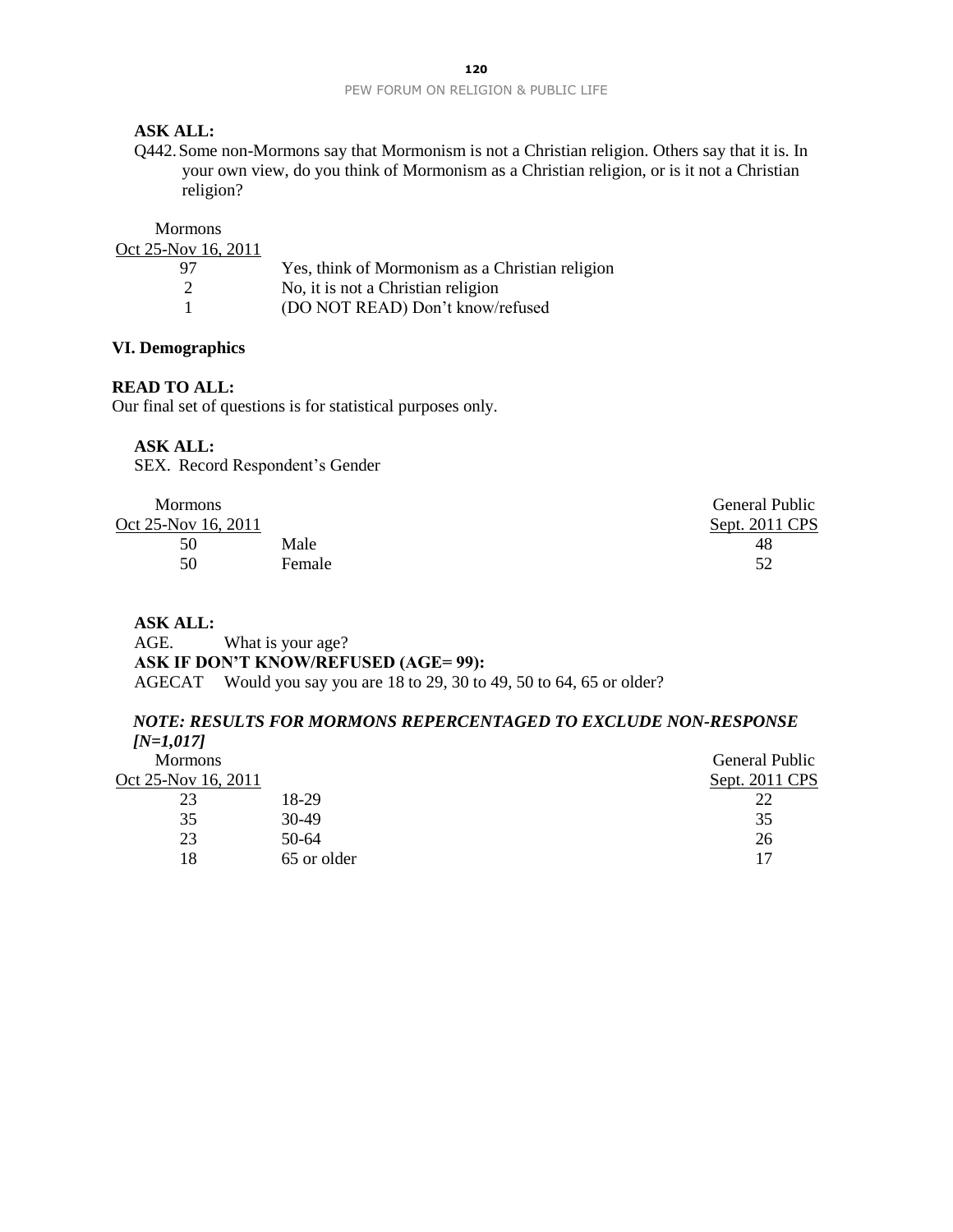**ASK ALL:**

Q442. Some non-Mormons say that Mormonism is not a Christian religion. Others say that it is. In your own view, do you think of Mormonism as a Christian religion, or is it not a Christian religion?

| Mormons Oct 25-Nov 16, 2011 | |
|---|---|
| 97 | Yes, think of Mormonism as a Christian religion |
| 2 | No, it is not a Christian religion |
| 1 | (DO NOT READ) Don't know/refused |

**VI. Demographics**

**READ TO ALL:**
Our final set of questions is for statistical purposes only.

**ASK ALL:**
SEX. Record Respondent's Gender

| Mormons Oct 25-Nov 16, 2011 | | General Public Sept. 2011 CPS |
|---|---|---|
| 50 | Male | 48 |
| 50 | Female | 52 |

**ASK ALL:**
AGE. What is your age?
**ASK IF DON'T KNOW/REFUSED (AGE= 99):**
AGECAT Would you say you are 18 to 29, 30 to 49, 50 to 64, 65 or older?

***NOTE: RESULTS FOR MORMONS REPERCENTAGED TO EXCLUDE NON-RESPONSE [N=1,017]***

| Mormons Oct 25-Nov 16, 2011 | | General Public Sept. 2011 CPS |
|---|---|---|
| 23 | 18-29 | 22 |
| 35 | 30-49 | 35 |
| 23 | 50-64 | 26 |
| 18 | 65 or older | 17 |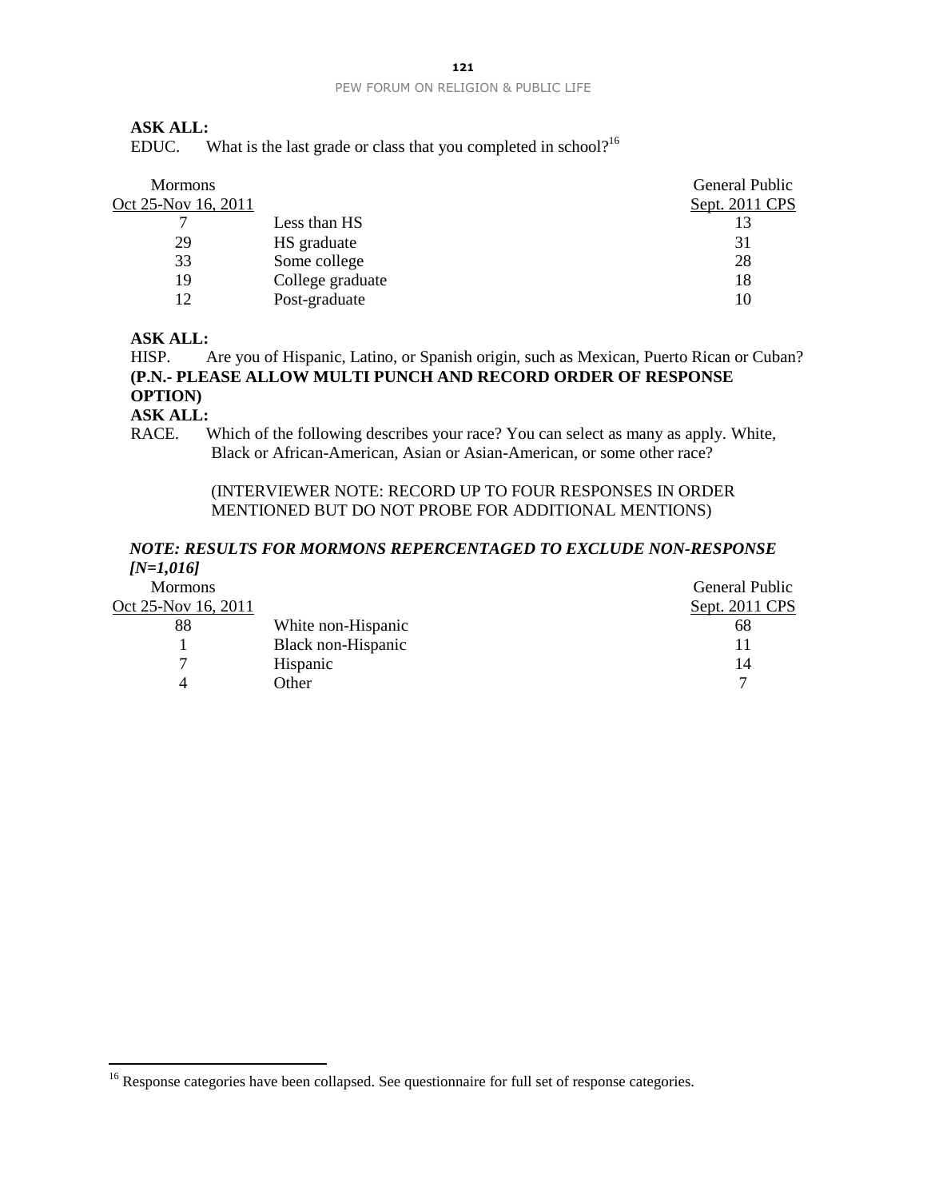**ASK ALL:**
EDUC. What is the last grade or class that you completed in school?[16]

| Mormons Oct 25-Nov 16, 2011 | | General Public Sept. 2011 CPS |
|---|---|---|
| 7 | Less than HS | 13 |
| 29 | HS graduate | 31 |
| 33 | Some college | 28 |
| 19 | College graduate | 18 |
| 12 | Post-graduate | 10 |

**ASK ALL:**
HISP. Are you of Hispanic, Latino, or Spanish origin, such as Mexican, Puerto Rican or Cuban?
**(P.N.- PLEASE ALLOW MULTI PUNCH AND RECORD ORDER OF RESPONSE OPTION)**
**ASK ALL:**
RACE. Which of the following describes your race? You can select as many as apply. White, Black or African-American, Asian or Asian-American, or some other race?

(INTERVIEWER NOTE: RECORD UP TO FOUR RESPONSES IN ORDER MENTIONED BUT DO NOT PROBE FOR ADDITIONAL MENTIONS)

***NOTE: RESULTS FOR MORMONS REPERCENTAGED TO EXCLUDE NON-RESPONSE [N=1,016]***

| Mormons Oct 25-Nov 16, 2011 | | General Public Sept. 2011 CPS |
|---|---|---|
| 88 | White non-Hispanic | 68 |
| 1 | Black non-Hispanic | 11 |
| 7 | Hispanic | 14 |
| 4 | Other | 7 |

[16] Response categories have been collapsed. See questionnaire for full set of response categories.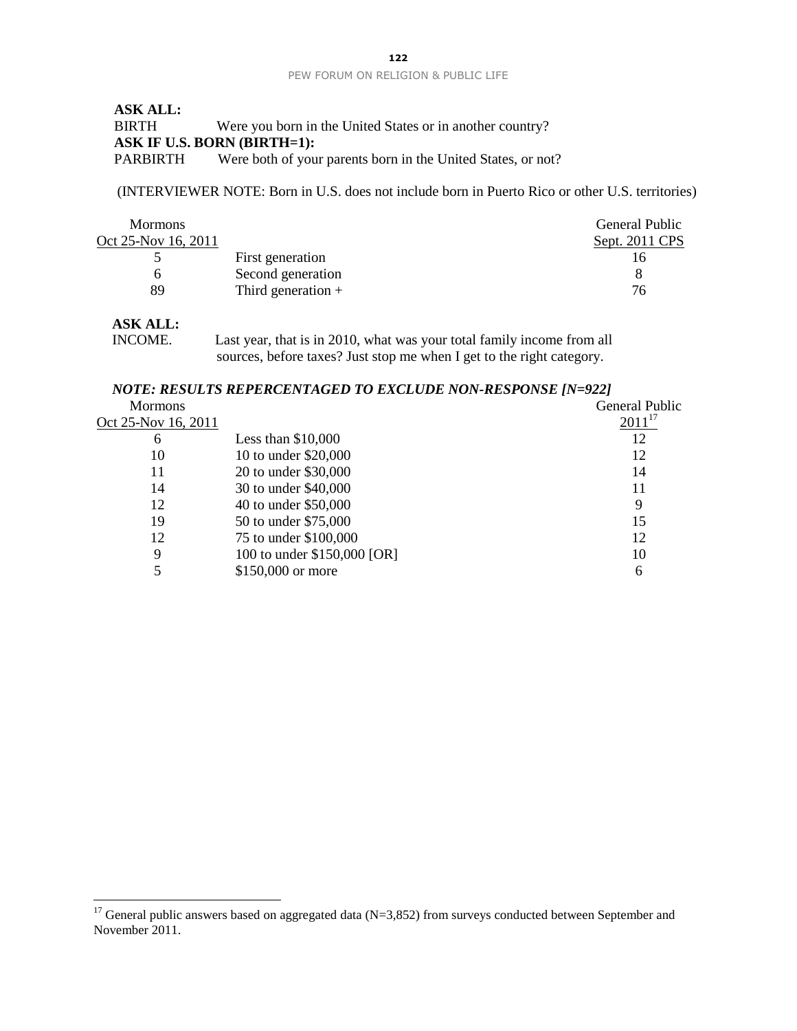**ASK ALL:**
BIRTH Were you born in the United States or in another country?
**ASK IF U.S. BORN (BIRTH=1):**
PARBIRTH Were both of your parents born in the United States, or not?

(INTERVIEWER NOTE: Born in U.S. does not include born in Puerto Rico or other U.S. territories)

| Mormons Oct 25-Nov 16, 2011 | | General Public Sept. 2011 CPS |
|---|---|---|
| 5 | First generation | 16 |
| 6 | Second generation | 8 |
| 89 | Third generation + | 76 |

**ASK ALL:**
INCOME. Last year, that is in 2010, what was your total family income from all sources, before taxes? Just stop me when I get to the right category.

***NOTE: RESULTS REPERCENTAGED TO EXCLUDE NON-RESPONSE [N=922]***

| Mormons Oct 25-Nov 16, 2011 | | General Public 2011[17] |
|---|---|---|
| 6 | Less than $10,000 | 12 |
| 10 | 10 to under $20,000 | 12 |
| 11 | 20 to under $30,000 | 14 |
| 14 | 30 to under $40,000 | 11 |
| 12 | 40 to under $50,000 | 9 |
| 19 | 50 to under $75,000 | 15 |
| 12 | 75 to under $100,000 | 12 |
| 9 | 100 to under $150,000 [OR] | 10 |
| 5 | $150,000 or more | 6 |

[17] General public answers based on aggregated data (N=3,852) from surveys conducted between September and November 2011.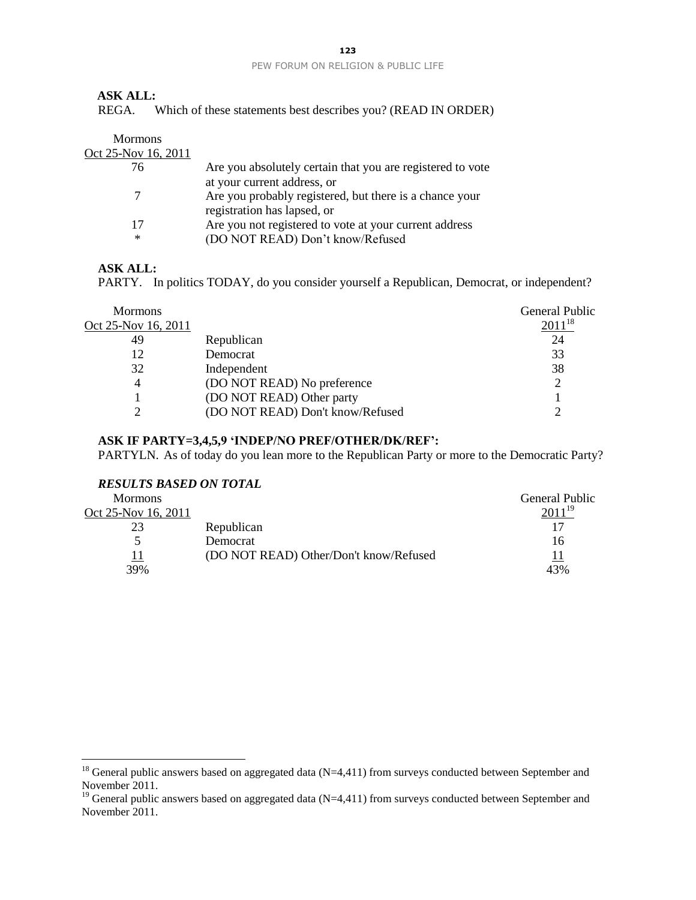**ASK ALL:**

REGA. Which of these statements best describes you? (READ IN ORDER)

| Mormons Oct 25-Nov 16, 2011 | |
|---|---|
| 76 | Are you absolutely certain that you are registered to vote at your current address, or |
| 7 | Are you probably registered, but there is a chance your registration has lapsed, or |
| 17 | Are you not registered to vote at your current address |
| * | (DO NOT READ) Don't know/Refused |

**ASK ALL:**

PARTY. In politics TODAY, do you consider yourself a Republican, Democrat, or independent?

| Mormons Oct 25-Nov 16, 2011 | | General Public 2011[18] |
|---|---|---|
| 49 | Republican | 24 |
| 12 | Democrat | 33 |
| 32 | Independent | 38 |
| 4 | (DO NOT READ) No preference | 2 |
| 1 | (DO NOT READ) Other party | 1 |
| 2 | (DO NOT READ) Don't know/Refused | 2 |

**ASK IF PARTY=3,4,5,9 'INDEP/NO PREF/OTHER/DK/REF':**

PARTYLN. As of today do you lean more to the Republican Party or more to the Democratic Party?

***RESULTS BASED ON TOTAL***

| Mormons Oct 25-Nov 16, 2011 | | General Public 2011[19] |
|---|---|---|
| 23 | Republican | 17 |
| 5 | Democrat | 16 |
| 11 | (DO NOT READ) Other/Don't know/Refused | 11 |
| 39% | | 43% |

[18] General public answers based on aggregated data (N=4,411) from surveys conducted between September and November 2011.

[19] General public answers based on aggregated data (N=4,411) from surveys conducted between September and November 2011.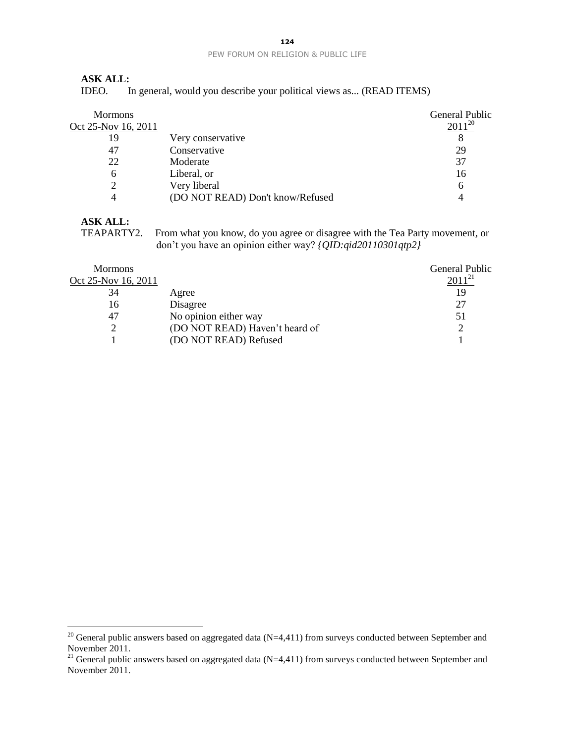**ASK ALL:**
IDEO. In general, would you describe your political views as... (READ ITEMS)

| Mormons Oct 25-Nov 16, 2011 | | General Public 2011[20] |
|---|---|---|
| 19 | Very conservative | 8 |
| 47 | Conservative | 29 |
| 22 | Moderate | 37 |
| 6 | Liberal, or | 16 |
| 2 | Very liberal | 6 |
| 4 | (DO NOT READ) Don't know/Refused | 4 |

**ASK ALL:**
TEAPARTY2. From what you know, do you agree or disagree with the Tea Party movement, or don't you have an opinion either way? *{QID:qid20110301qtp2}*

| Mormons Oct 25-Nov 16, 2011 | | General Public 2011[21] |
|---|---|---|
| 34 | Agree | 19 |
| 16 | Disagree | 27 |
| 47 | No opinion either way | 51 |
| 2 | (DO NOT READ) Haven't heard of | 2 |
| 1 | (DO NOT READ) Refused | 1 |

[20] General public answers based on aggregated data (N=4,411) from surveys conducted between September and November 2011.

[21] General public answers based on aggregated data (N=4,411) from surveys conducted between September and November 2011.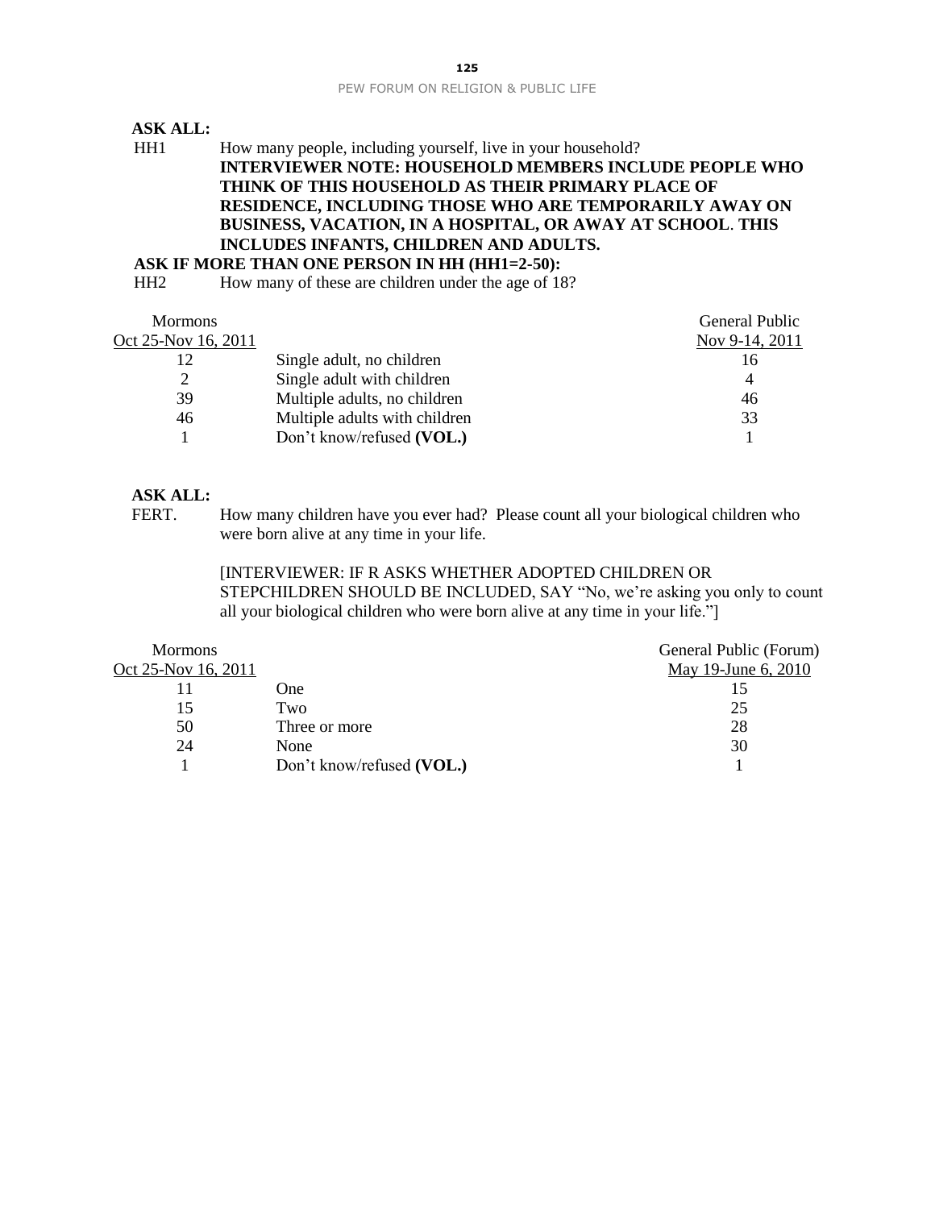**ASK ALL:**

HH1 How many people, including yourself, live in your household?
**INTERVIEWER NOTE: HOUSEHOLD MEMBERS INCLUDE PEOPLE WHO THINK OF THIS HOUSEHOLD AS THEIR PRIMARY PLACE OF RESIDENCE, INCLUDING THOSE WHO ARE TEMPORARILY AWAY ON BUSINESS, VACATION, IN A HOSPITAL, OR AWAY AT SCHOOL**. **THIS INCLUDES INFANTS, CHILDREN AND ADULTS.**

**ASK IF MORE THAN ONE PERSON IN HH (HH1=2-50):**

HH2 How many of these are children under the age of 18?

| Mormons<br>Oct 25-Nov 16, 2011 | | General Public<br>Nov 9-14, 2011 |
|---|---|---|
| 12 | Single adult, no children | 16 |
| 2 | Single adult with children | 4 |
| 39 | Multiple adults, no children | 46 |
| 46 | Multiple adults with children | 33 |
| 1 | Don't know/refused **(VOL.)** | 1 |

**ASK ALL:**

FERT. How many children have you ever had? Please count all your biological children who were born alive at any time in your life.

[INTERVIEWER: IF R ASKS WHETHER ADOPTED CHILDREN OR STEPCHILDREN SHOULD BE INCLUDED, SAY "No, we're asking you only to count all your biological children who were born alive at any time in your life."]

| Mormons<br>Oct 25-Nov 16, 2011 | | General Public (Forum)<br>May 19-June 6, 2010 |
|---|---|---|
| 11 | One | 15 |
| 15 | Two | 25 |
| 50 | Three or more | 28 |
| 24 | None | 30 |
| 1 | Don't know/refused **(VOL.)** | 1 |